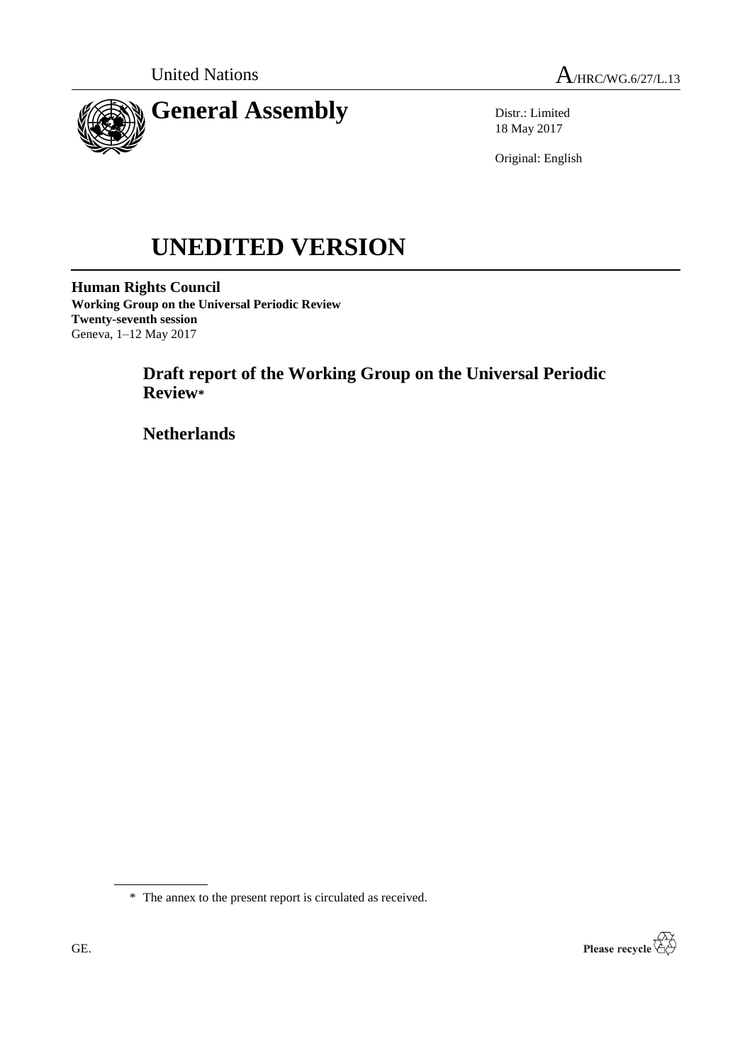United Nations A/HRC/WG.6/27/L.13

# General Assembly

Distr.: Limited
18 May 2017

Original: English

# UNEDITED VERSION

**Human Rights Council**
**Working Group on the Universal Periodic Review**
**Twenty-seventh session**
Geneva, 1–12 May 2017

## Draft report of the Working Group on the Universal Periodic Review*

## Netherlands

\* The annex to the present report is circulated as received.

GE.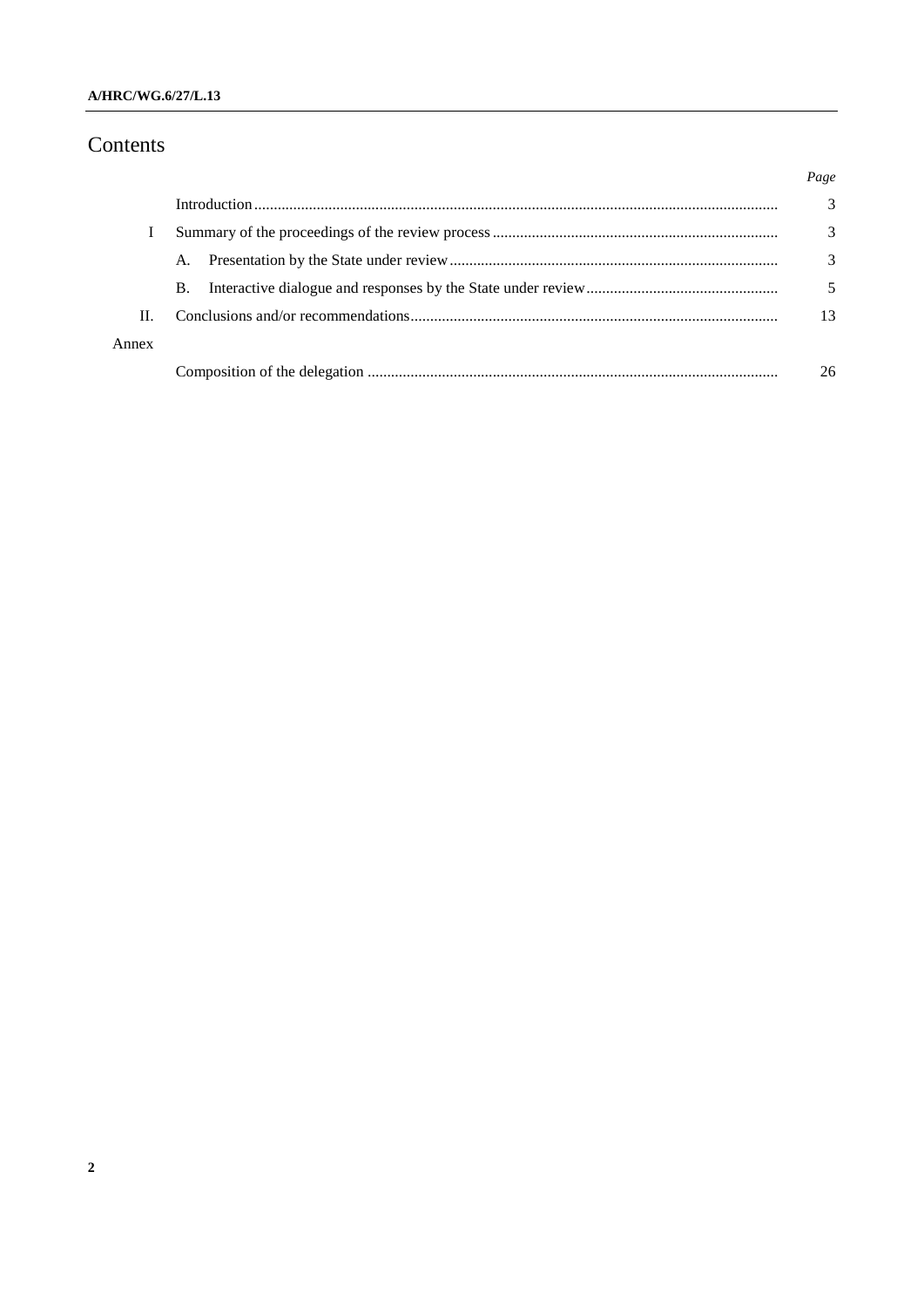# Contents

| | | Page |
|---|---|---|
| | Introduction | 3 |
| I | Summary of the proceedings of the review process | 3 |
| | A. Presentation by the State under review | 3 |
| | B. Interactive dialogue and responses by the State under review | 5 |
| II. | Conclusions and/or recommendations | 13 |
| Annex | | |
| | Composition of the delegation | 26 |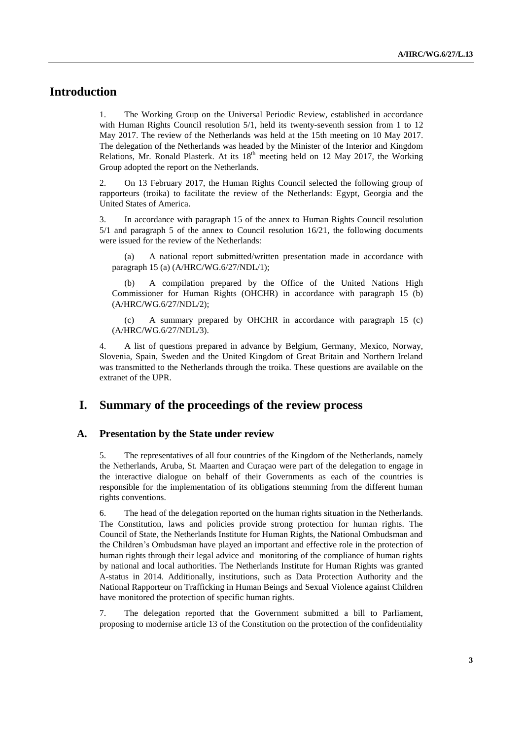# Introduction

1. The Working Group on the Universal Periodic Review, established in accordance with Human Rights Council resolution 5/1, held its twenty-seventh session from 1 to 12 May 2017. The review of the Netherlands was held at the 15th meeting on 10 May 2017. The delegation of the Netherlands was headed by the Minister of the Interior and Kingdom Relations, Mr. Ronald Plasterk. At its 18th meeting held on 12 May 2017, the Working Group adopted the report on the Netherlands.

2. On 13 February 2017, the Human Rights Council selected the following group of rapporteurs (troika) to facilitate the review of the Netherlands: Egypt, Georgia and the United States of America.

3. In accordance with paragraph 15 of the annex to Human Rights Council resolution 5/1 and paragraph 5 of the annex to Council resolution 16/21, the following documents were issued for the review of the Netherlands:

(a) A national report submitted/written presentation made in accordance with paragraph 15 (a) (A/HRC/WG.6/27/NDL/1);

(b) A compilation prepared by the Office of the United Nations High Commissioner for Human Rights (OHCHR) in accordance with paragraph 15 (b) (A/HRC/WG.6/27/NDL/2);

(c) A summary prepared by OHCHR in accordance with paragraph 15 (c) (A/HRC/WG.6/27/NDL/3).

4. A list of questions prepared in advance by Belgium, Germany, Mexico, Norway, Slovenia, Spain, Sweden and the United Kingdom of Great Britain and Northern Ireland was transmitted to the Netherlands through the troika. These questions are available on the extranet of the UPR.

# I. Summary of the proceedings of the review process

## A. Presentation by the State under review

5. The representatives of all four countries of the Kingdom of the Netherlands, namely the Netherlands, Aruba, St. Maarten and Curaçao were part of the delegation to engage in the interactive dialogue on behalf of their Governments as each of the countries is responsible for the implementation of its obligations stemming from the different human rights conventions.

6. The head of the delegation reported on the human rights situation in the Netherlands. The Constitution, laws and policies provide strong protection for human rights. The Council of State, the Netherlands Institute for Human Rights, the National Ombudsman and the Children's Ombudsman have played an important and effective role in the protection of human rights through their legal advice and monitoring of the compliance of human rights by national and local authorities. The Netherlands Institute for Human Rights was granted A-status in 2014. Additionally, institutions, such as Data Protection Authority and the National Rapporteur on Trafficking in Human Beings and Sexual Violence against Children have monitored the protection of specific human rights.

7. The delegation reported that the Government submitted a bill to Parliament, proposing to modernise article 13 of the Constitution on the protection of the confidentiality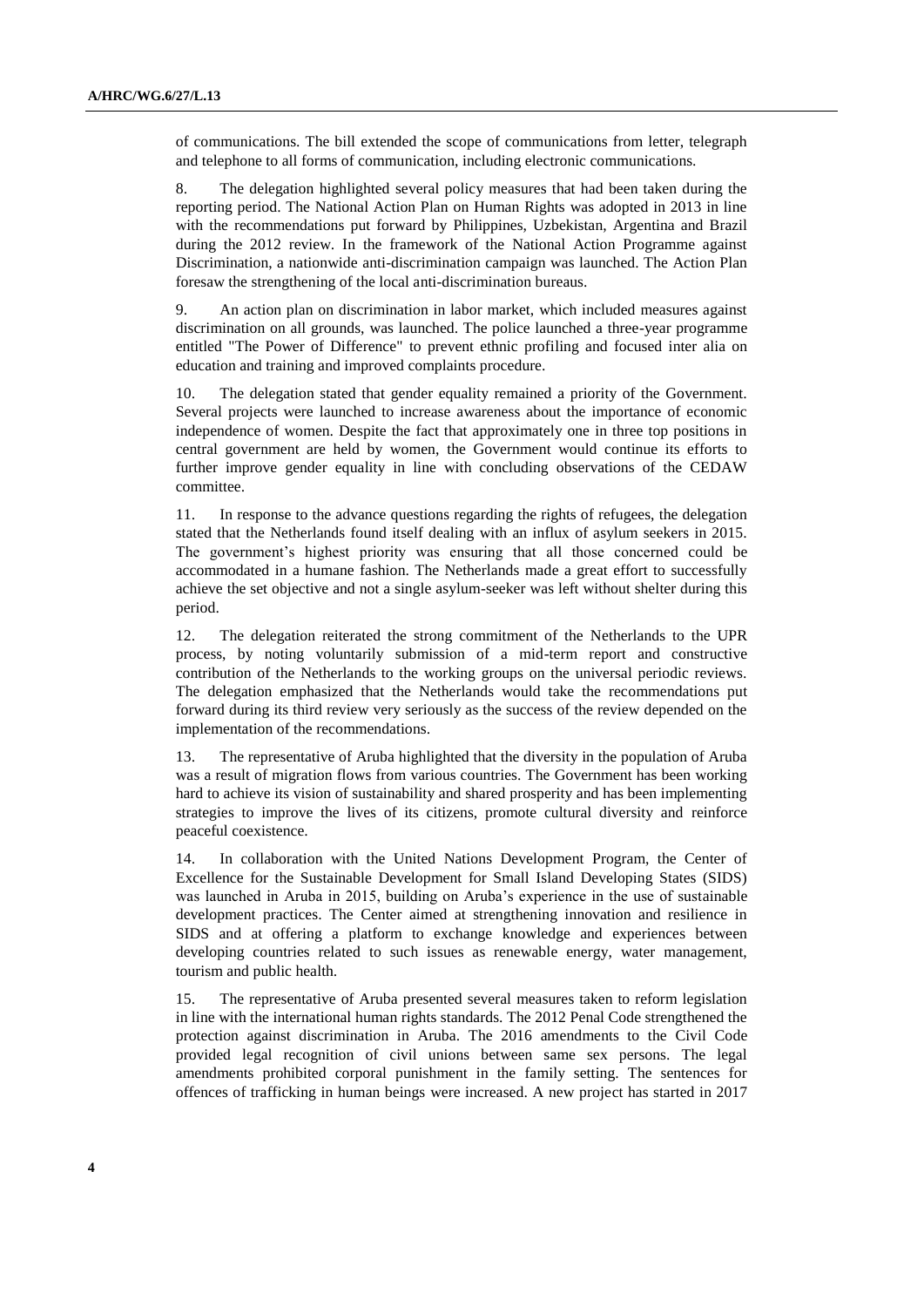of communications. The bill extended the scope of communications from letter, telegraph and telephone to all forms of communication, including electronic communications.

8. The delegation highlighted several policy measures that had been taken during the reporting period. The National Action Plan on Human Rights was adopted in 2013 in line with the recommendations put forward by Philippines, Uzbekistan, Argentina and Brazil during the 2012 review. In the framework of the National Action Programme against Discrimination, a nationwide anti-discrimination campaign was launched. The Action Plan foresaw the strengthening of the local anti-discrimination bureaus.

9. An action plan on discrimination in labor market, which included measures against discrimination on all grounds, was launched. The police launched a three-year programme entitled "The Power of Difference" to prevent ethnic profiling and focused inter alia on education and training and improved complaints procedure.

10. The delegation stated that gender equality remained a priority of the Government. Several projects were launched to increase awareness about the importance of economic independence of women. Despite the fact that approximately one in three top positions in central government are held by women, the Government would continue its efforts to further improve gender equality in line with concluding observations of the CEDAW committee.

11. In response to the advance questions regarding the rights of refugees, the delegation stated that the Netherlands found itself dealing with an influx of asylum seekers in 2015. The government's highest priority was ensuring that all those concerned could be accommodated in a humane fashion. The Netherlands made a great effort to successfully achieve the set objective and not a single asylum-seeker was left without shelter during this period.

12. The delegation reiterated the strong commitment of the Netherlands to the UPR process, by noting voluntarily submission of a mid-term report and constructive contribution of the Netherlands to the working groups on the universal periodic reviews. The delegation emphasized that the Netherlands would take the recommendations put forward during its third review very seriously as the success of the review depended on the implementation of the recommendations.

13. The representative of Aruba highlighted that the diversity in the population of Aruba was a result of migration flows from various countries. The Government has been working hard to achieve its vision of sustainability and shared prosperity and has been implementing strategies to improve the lives of its citizens, promote cultural diversity and reinforce peaceful coexistence.

14. In collaboration with the United Nations Development Program, the Center of Excellence for the Sustainable Development for Small Island Developing States (SIDS) was launched in Aruba in 2015, building on Aruba's experience in the use of sustainable development practices. The Center aimed at strengthening innovation and resilience in SIDS and at offering a platform to exchange knowledge and experiences between developing countries related to such issues as renewable energy, water management, tourism and public health.

15. The representative of Aruba presented several measures taken to reform legislation in line with the international human rights standards. The 2012 Penal Code strengthened the protection against discrimination in Aruba. The 2016 amendments to the Civil Code provided legal recognition of civil unions between same sex persons. The legal amendments prohibited corporal punishment in the family setting. The sentences for offences of trafficking in human beings were increased. A new project has started in 2017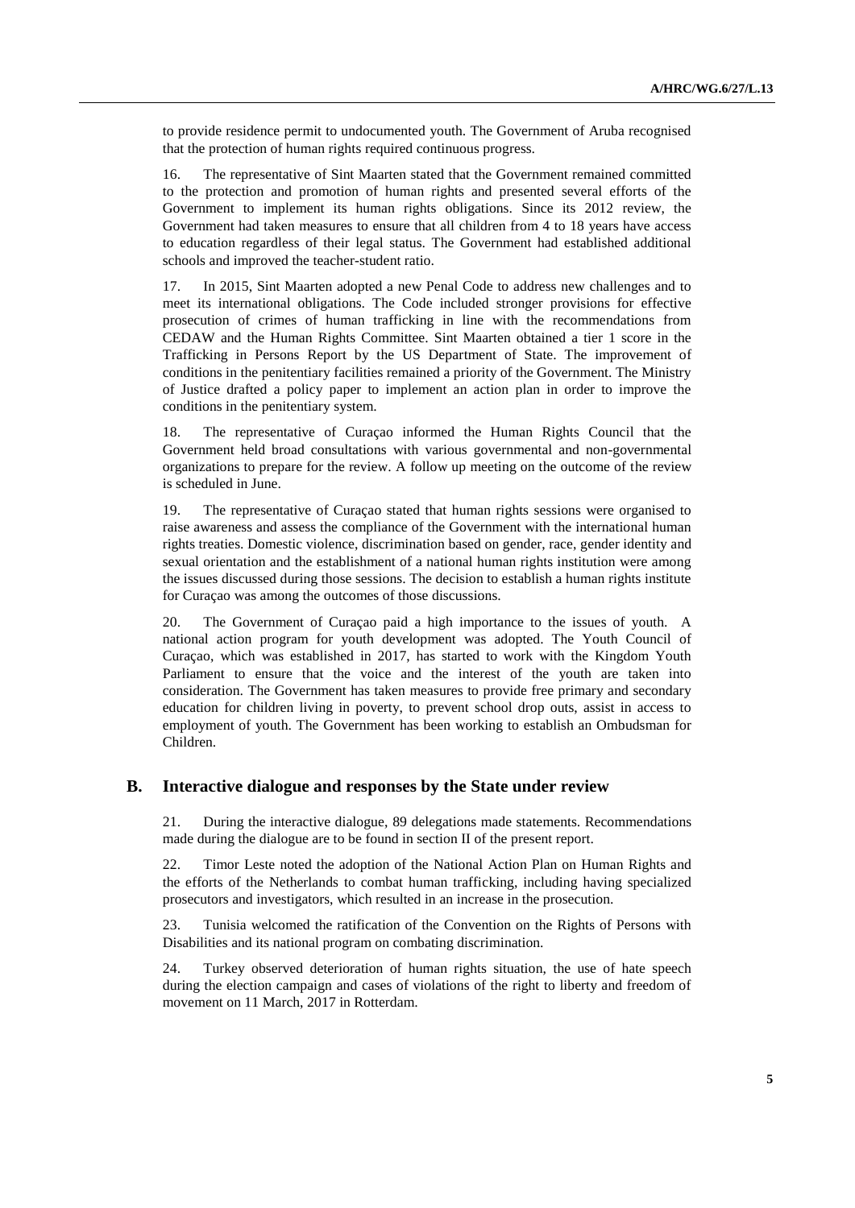to provide residence permit to undocumented youth. The Government of Aruba recognised that the protection of human rights required continuous progress.

16. The representative of Sint Maarten stated that the Government remained committed to the protection and promotion of human rights and presented several efforts of the Government to implement its human rights obligations. Since its 2012 review, the Government had taken measures to ensure that all children from 4 to 18 years have access to education regardless of their legal status. The Government had established additional schools and improved the teacher-student ratio.

17. In 2015, Sint Maarten adopted a new Penal Code to address new challenges and to meet its international obligations. The Code included stronger provisions for effective prosecution of crimes of human trafficking in line with the recommendations from CEDAW and the Human Rights Committee. Sint Maarten obtained a tier 1 score in the Trafficking in Persons Report by the US Department of State. The improvement of conditions in the penitentiary facilities remained a priority of the Government. The Ministry of Justice drafted a policy paper to implement an action plan in order to improve the conditions in the penitentiary system.

18. The representative of Curaçao informed the Human Rights Council that the Government held broad consultations with various governmental and non-governmental organizations to prepare for the review. A follow up meeting on the outcome of the review is scheduled in June.

19. The representative of Curaçao stated that human rights sessions were organised to raise awareness and assess the compliance of the Government with the international human rights treaties. Domestic violence, discrimination based on gender, race, gender identity and sexual orientation and the establishment of a national human rights institution were among the issues discussed during those sessions. The decision to establish a human rights institute for Curaçao was among the outcomes of those discussions.

20. The Government of Curaçao paid a high importance to the issues of youth. A national action program for youth development was adopted. The Youth Council of Curaçao, which was established in 2017, has started to work with the Kingdom Youth Parliament to ensure that the voice and the interest of the youth are taken into consideration. The Government has taken measures to provide free primary and secondary education for children living in poverty, to prevent school drop outs, assist in access to employment of youth. The Government has been working to establish an Ombudsman for Children.

## B. Interactive dialogue and responses by the State under review

21. During the interactive dialogue, 89 delegations made statements. Recommendations made during the dialogue are to be found in section II of the present report.

22. Timor Leste noted the adoption of the National Action Plan on Human Rights and the efforts of the Netherlands to combat human trafficking, including having specialized prosecutors and investigators, which resulted in an increase in the prosecution.

23. Tunisia welcomed the ratification of the Convention on the Rights of Persons with Disabilities and its national program on combating discrimination.

24. Turkey observed deterioration of human rights situation, the use of hate speech during the election campaign and cases of violations of the right to liberty and freedom of movement on 11 March, 2017 in Rotterdam.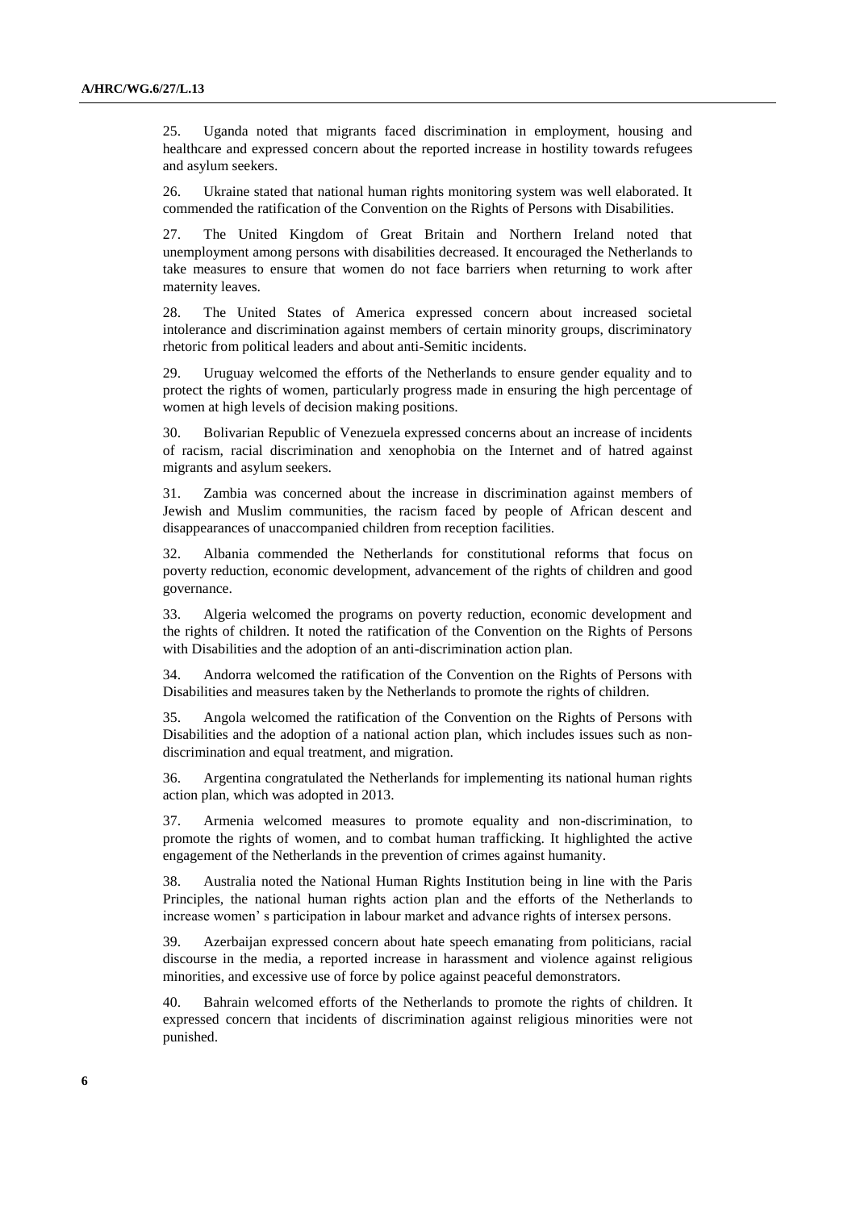25. Uganda noted that migrants faced discrimination in employment, housing and healthcare and expressed concern about the reported increase in hostility towards refugees and asylum seekers.

26. Ukraine stated that national human rights monitoring system was well elaborated. It commended the ratification of the Convention on the Rights of Persons with Disabilities.

27. The United Kingdom of Great Britain and Northern Ireland noted that unemployment among persons with disabilities decreased. It encouraged the Netherlands to take measures to ensure that women do not face barriers when returning to work after maternity leaves.

28. The United States of America expressed concern about increased societal intolerance and discrimination against members of certain minority groups, discriminatory rhetoric from political leaders and about anti-Semitic incidents.

29. Uruguay welcomed the efforts of the Netherlands to ensure gender equality and to protect the rights of women, particularly progress made in ensuring the high percentage of women at high levels of decision making positions.

30. Bolivarian Republic of Venezuela expressed concerns about an increase of incidents of racism, racial discrimination and xenophobia on the Internet and of hatred against migrants and asylum seekers.

31. Zambia was concerned about the increase in discrimination against members of Jewish and Muslim communities, the racism faced by people of African descent and disappearances of unaccompanied children from reception facilities.

32. Albania commended the Netherlands for constitutional reforms that focus on poverty reduction, economic development, advancement of the rights of children and good governance.

33. Algeria welcomed the programs on poverty reduction, economic development and the rights of children. It noted the ratification of the Convention on the Rights of Persons with Disabilities and the adoption of an anti-discrimination action plan.

34. Andorra welcomed the ratification of the Convention on the Rights of Persons with Disabilities and measures taken by the Netherlands to promote the rights of children.

35. Angola welcomed the ratification of the Convention on the Rights of Persons with Disabilities and the adoption of a national action plan, which includes issues such as non-discrimination and equal treatment, and migration.

36. Argentina congratulated the Netherlands for implementing its national human rights action plan, which was adopted in 2013.

37. Armenia welcomed measures to promote equality and non-discrimination, to promote the rights of women, and to combat human trafficking. It highlighted the active engagement of the Netherlands in the prevention of crimes against humanity.

38. Australia noted the National Human Rights Institution being in line with the Paris Principles, the national human rights action plan and the efforts of the Netherlands to increase women' s participation in labour market and advance rights of intersex persons.

39. Azerbaijan expressed concern about hate speech emanating from politicians, racial discourse in the media, a reported increase in harassment and violence against religious minorities, and excessive use of force by police against peaceful demonstrators.

40. Bahrain welcomed efforts of the Netherlands to promote the rights of children. It expressed concern that incidents of discrimination against religious minorities were not punished.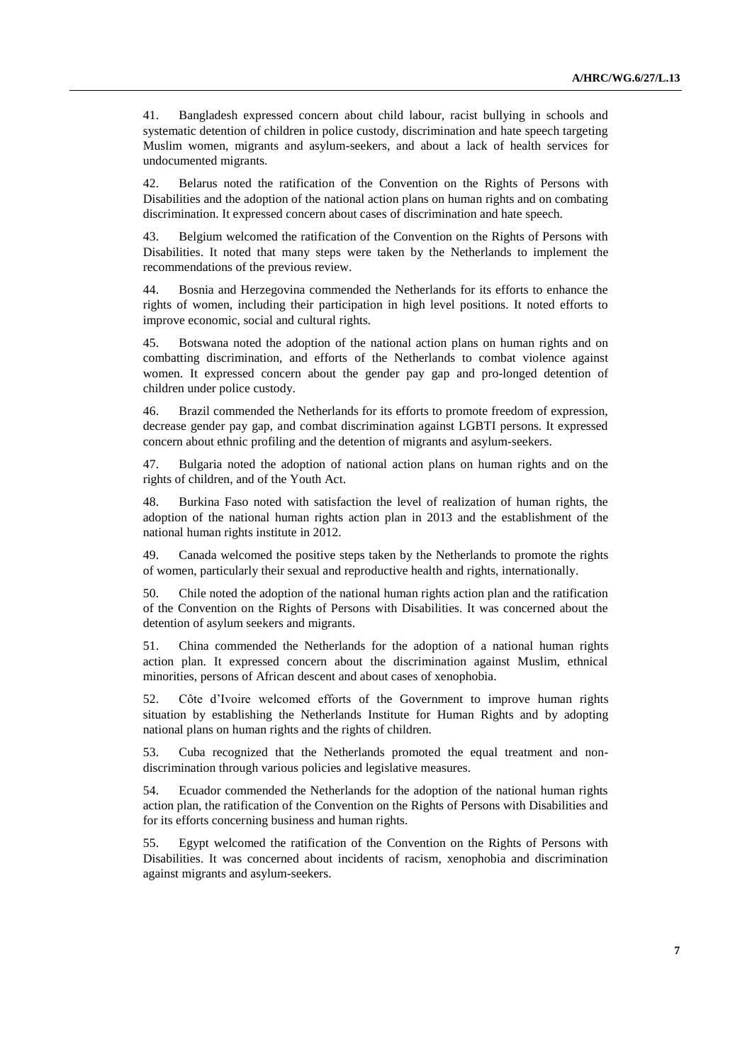41. Bangladesh expressed concern about child labour, racist bullying in schools and systematic detention of children in police custody, discrimination and hate speech targeting Muslim women, migrants and asylum-seekers, and about a lack of health services for undocumented migrants.

42. Belarus noted the ratification of the Convention on the Rights of Persons with Disabilities and the adoption of the national action plans on human rights and on combating discrimination. It expressed concern about cases of discrimination and hate speech.

43. Belgium welcomed the ratification of the Convention on the Rights of Persons with Disabilities. It noted that many steps were taken by the Netherlands to implement the recommendations of the previous review.

44. Bosnia and Herzegovina commended the Netherlands for its efforts to enhance the rights of women, including their participation in high level positions. It noted efforts to improve economic, social and cultural rights.

45. Botswana noted the adoption of the national action plans on human rights and on combatting discrimination, and efforts of the Netherlands to combat violence against women. It expressed concern about the gender pay gap and pro-longed detention of children under police custody.

46. Brazil commended the Netherlands for its efforts to promote freedom of expression, decrease gender pay gap, and combat discrimination against LGBTI persons. It expressed concern about ethnic profiling and the detention of migrants and asylum-seekers.

47. Bulgaria noted the adoption of national action plans on human rights and on the rights of children, and of the Youth Act.

48. Burkina Faso noted with satisfaction the level of realization of human rights, the adoption of the national human rights action plan in 2013 and the establishment of the national human rights institute in 2012.

49. Canada welcomed the positive steps taken by the Netherlands to promote the rights of women, particularly their sexual and reproductive health and rights, internationally.

50. Chile noted the adoption of the national human rights action plan and the ratification of the Convention on the Rights of Persons with Disabilities. It was concerned about the detention of asylum seekers and migrants.

51. China commended the Netherlands for the adoption of a national human rights action plan. It expressed concern about the discrimination against Muslim, ethnical minorities, persons of African descent and about cases of xenophobia.

52. Côte d'Ivoire welcomed efforts of the Government to improve human rights situation by establishing the Netherlands Institute for Human Rights and by adopting national plans on human rights and the rights of children.

53. Cuba recognized that the Netherlands promoted the equal treatment and non-discrimination through various policies and legislative measures.

54. Ecuador commended the Netherlands for the adoption of the national human rights action plan, the ratification of the Convention on the Rights of Persons with Disabilities and for its efforts concerning business and human rights.

55. Egypt welcomed the ratification of the Convention on the Rights of Persons with Disabilities. It was concerned about incidents of racism, xenophobia and discrimination against migrants and asylum-seekers.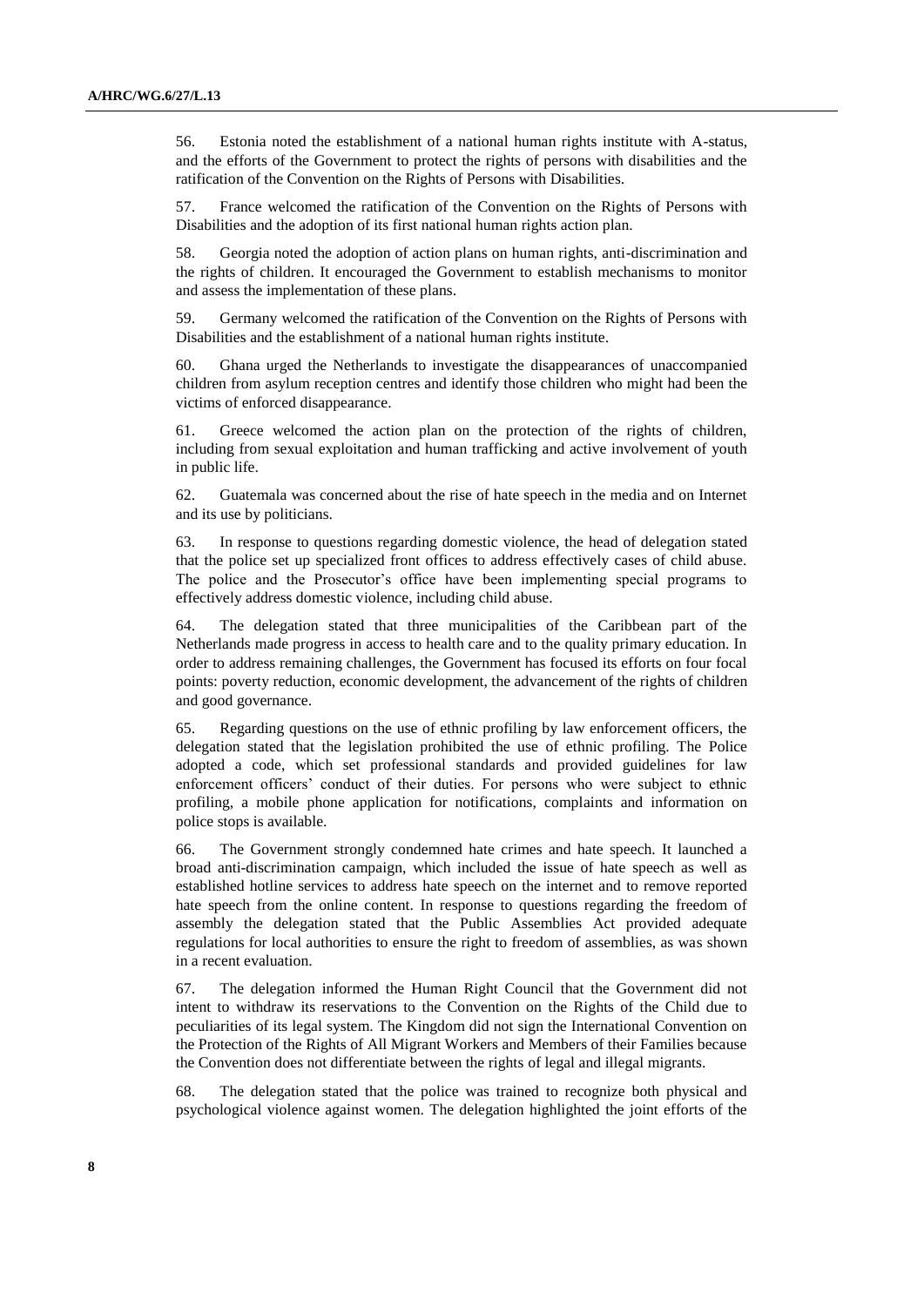56. Estonia noted the establishment of a national human rights institute with A-status, and the efforts of the Government to protect the rights of persons with disabilities and the ratification of the Convention on the Rights of Persons with Disabilities.

57. France welcomed the ratification of the Convention on the Rights of Persons with Disabilities and the adoption of its first national human rights action plan.

58. Georgia noted the adoption of action plans on human rights, anti-discrimination and the rights of children. It encouraged the Government to establish mechanisms to monitor and assess the implementation of these plans.

59. Germany welcomed the ratification of the Convention on the Rights of Persons with Disabilities and the establishment of a national human rights institute.

60. Ghana urged the Netherlands to investigate the disappearances of unaccompanied children from asylum reception centres and identify those children who might had been the victims of enforced disappearance.

61. Greece welcomed the action plan on the protection of the rights of children, including from sexual exploitation and human trafficking and active involvement of youth in public life.

62. Guatemala was concerned about the rise of hate speech in the media and on Internet and its use by politicians.

63. In response to questions regarding domestic violence, the head of delegation stated that the police set up specialized front offices to address effectively cases of child abuse. The police and the Prosecutor's office have been implementing special programs to effectively address domestic violence, including child abuse.

64. The delegation stated that three municipalities of the Caribbean part of the Netherlands made progress in access to health care and to the quality primary education. In order to address remaining challenges, the Government has focused its efforts on four focal points: poverty reduction, economic development, the advancement of the rights of children and good governance.

65. Regarding questions on the use of ethnic profiling by law enforcement officers, the delegation stated that the legislation prohibited the use of ethnic profiling. The Police adopted a code, which set professional standards and provided guidelines for law enforcement officers' conduct of their duties. For persons who were subject to ethnic profiling, a mobile phone application for notifications, complaints and information on police stops is available.

66. The Government strongly condemned hate crimes and hate speech. It launched a broad anti-discrimination campaign, which included the issue of hate speech as well as established hotline services to address hate speech on the internet and to remove reported hate speech from the online content. In response to questions regarding the freedom of assembly the delegation stated that the Public Assemblies Act provided adequate regulations for local authorities to ensure the right to freedom of assemblies, as was shown in a recent evaluation.

67. The delegation informed the Human Right Council that the Government did not intent to withdraw its reservations to the Convention on the Rights of the Child due to peculiarities of its legal system. The Kingdom did not sign the International Convention on the Protection of the Rights of All Migrant Workers and Members of their Families because the Convention does not differentiate between the rights of legal and illegal migrants.

68. The delegation stated that the police was trained to recognize both physical and psychological violence against women. The delegation highlighted the joint efforts of the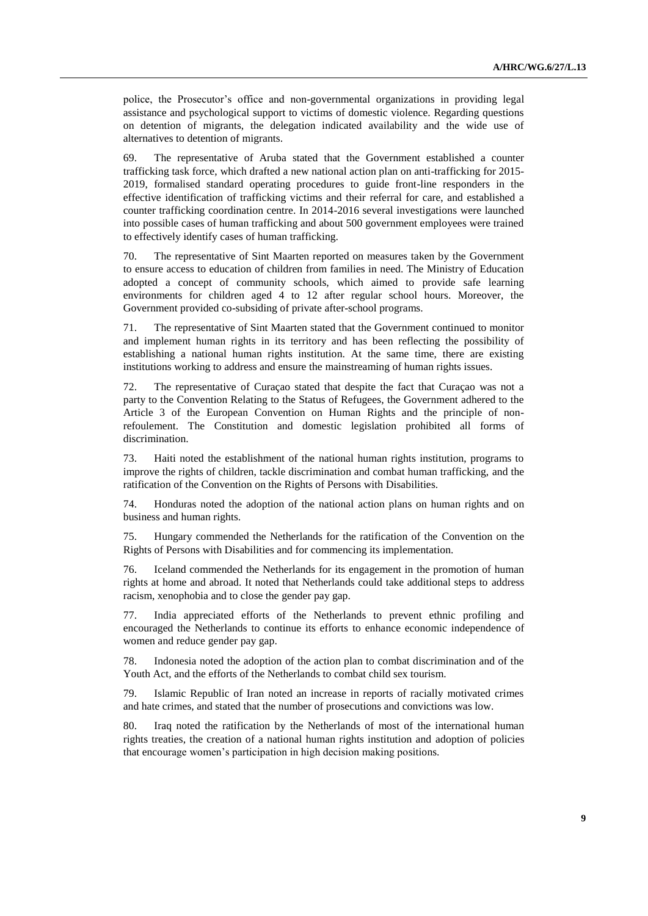police, the Prosecutor's office and non-governmental organizations in providing legal assistance and psychological support to victims of domestic violence. Regarding questions on detention of migrants, the delegation indicated availability and the wide use of alternatives to detention of migrants.

69. The representative of Aruba stated that the Government established a counter trafficking task force, which drafted a new national action plan on anti-trafficking for 2015-2019, formalised standard operating procedures to guide front-line responders in the effective identification of trafficking victims and their referral for care, and established a counter trafficking coordination centre. In 2014-2016 several investigations were launched into possible cases of human trafficking and about 500 government employees were trained to effectively identify cases of human trafficking.

70. The representative of Sint Maarten reported on measures taken by the Government to ensure access to education of children from families in need. The Ministry of Education adopted a concept of community schools, which aimed to provide safe learning environments for children aged 4 to 12 after regular school hours. Moreover, the Government provided co-subsiding of private after-school programs.

71. The representative of Sint Maarten stated that the Government continued to monitor and implement human rights in its territory and has been reflecting the possibility of establishing a national human rights institution. At the same time, there are existing institutions working to address and ensure the mainstreaming of human rights issues.

72. The representative of Curaçao stated that despite the fact that Curaçao was not a party to the Convention Relating to the Status of Refugees, the Government adhered to the Article 3 of the European Convention on Human Rights and the principle of non-refoulement. The Constitution and domestic legislation prohibited all forms of discrimination.

73. Haiti noted the establishment of the national human rights institution, programs to improve the rights of children, tackle discrimination and combat human trafficking, and the ratification of the Convention on the Rights of Persons with Disabilities.

74. Honduras noted the adoption of the national action plans on human rights and on business and human rights.

75. Hungary commended the Netherlands for the ratification of the Convention on the Rights of Persons with Disabilities and for commencing its implementation.

76. Iceland commended the Netherlands for its engagement in the promotion of human rights at home and abroad. It noted that Netherlands could take additional steps to address racism, xenophobia and to close the gender pay gap.

77. India appreciated efforts of the Netherlands to prevent ethnic profiling and encouraged the Netherlands to continue its efforts to enhance economic independence of women and reduce gender pay gap.

78. Indonesia noted the adoption of the action plan to combat discrimination and of the Youth Act, and the efforts of the Netherlands to combat child sex tourism.

79. Islamic Republic of Iran noted an increase in reports of racially motivated crimes and hate crimes, and stated that the number of prosecutions and convictions was low.

80. Iraq noted the ratification by the Netherlands of most of the international human rights treaties, the creation of a national human rights institution and adoption of policies that encourage women's participation in high decision making positions.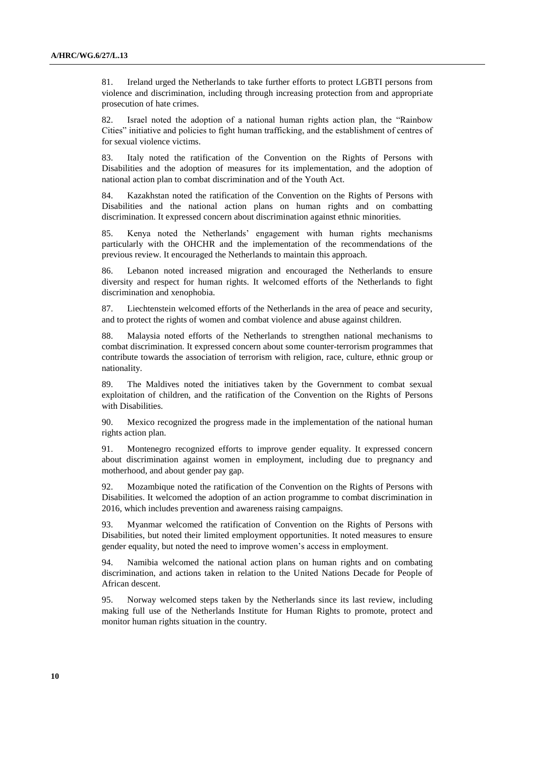81. Ireland urged the Netherlands to take further efforts to protect LGBTI persons from violence and discrimination, including through increasing protection from and appropriate prosecution of hate crimes.

82. Israel noted the adoption of a national human rights action plan, the "Rainbow Cities" initiative and policies to fight human trafficking, and the establishment of centres of for sexual violence victims.

83. Italy noted the ratification of the Convention on the Rights of Persons with Disabilities and the adoption of measures for its implementation, and the adoption of national action plan to combat discrimination and of the Youth Act.

84. Kazakhstan noted the ratification of the Convention on the Rights of Persons with Disabilities and the national action plans on human rights and on combatting discrimination. It expressed concern about discrimination against ethnic minorities.

85. Kenya noted the Netherlands' engagement with human rights mechanisms particularly with the OHCHR and the implementation of the recommendations of the previous review. It encouraged the Netherlands to maintain this approach.

86. Lebanon noted increased migration and encouraged the Netherlands to ensure diversity and respect for human rights. It welcomed efforts of the Netherlands to fight discrimination and xenophobia.

87. Liechtenstein welcomed efforts of the Netherlands in the area of peace and security, and to protect the rights of women and combat violence and abuse against children.

88. Malaysia noted efforts of the Netherlands to strengthen national mechanisms to combat discrimination. It expressed concern about some counter-terrorism programmes that contribute towards the association of terrorism with religion, race, culture, ethnic group or nationality.

89. The Maldives noted the initiatives taken by the Government to combat sexual exploitation of children, and the ratification of the Convention on the Rights of Persons with Disabilities.

90. Mexico recognized the progress made in the implementation of the national human rights action plan.

91. Montenegro recognized efforts to improve gender equality. It expressed concern about discrimination against women in employment, including due to pregnancy and motherhood, and about gender pay gap.

92. Mozambique noted the ratification of the Convention on the Rights of Persons with Disabilities. It welcomed the adoption of an action programme to combat discrimination in 2016, which includes prevention and awareness raising campaigns.

93. Myanmar welcomed the ratification of Convention on the Rights of Persons with Disabilities, but noted their limited employment opportunities. It noted measures to ensure gender equality, but noted the need to improve women's access in employment.

94. Namibia welcomed the national action plans on human rights and on combating discrimination, and actions taken in relation to the United Nations Decade for People of African descent.

95. Norway welcomed steps taken by the Netherlands since its last review, including making full use of the Netherlands Institute for Human Rights to promote, protect and monitor human rights situation in the country.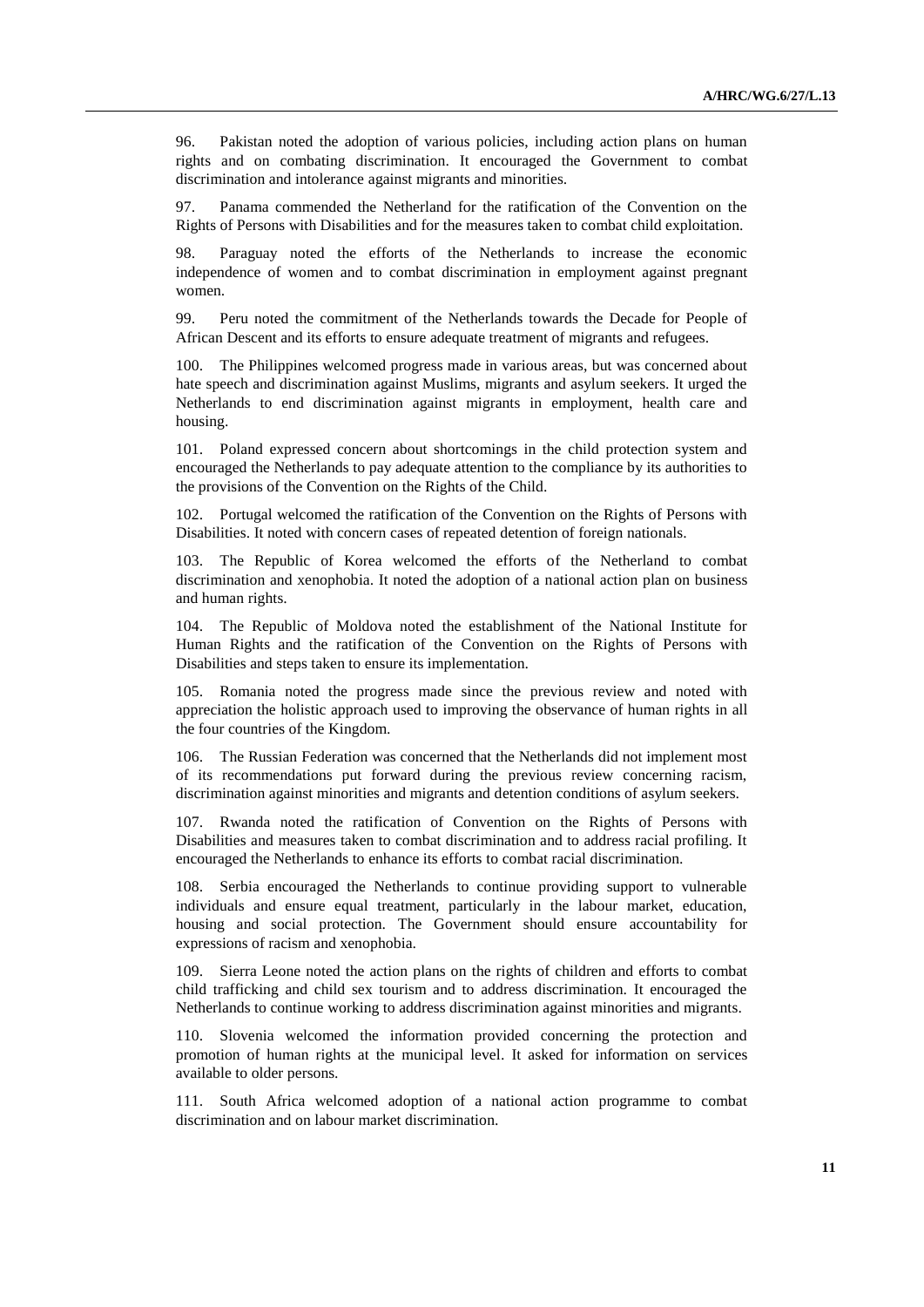96. Pakistan noted the adoption of various policies, including action plans on human rights and on combating discrimination. It encouraged the Government to combat discrimination and intolerance against migrants and minorities.

97. Panama commended the Netherland for the ratification of the Convention on the Rights of Persons with Disabilities and for the measures taken to combat child exploitation.

98. Paraguay noted the efforts of the Netherlands to increase the economic independence of women and to combat discrimination in employment against pregnant women.

99. Peru noted the commitment of the Netherlands towards the Decade for People of African Descent and its efforts to ensure adequate treatment of migrants and refugees.

100. The Philippines welcomed progress made in various areas, but was concerned about hate speech and discrimination against Muslims, migrants and asylum seekers. It urged the Netherlands to end discrimination against migrants in employment, health care and housing.

101. Poland expressed concern about shortcomings in the child protection system and encouraged the Netherlands to pay adequate attention to the compliance by its authorities to the provisions of the Convention on the Rights of the Child.

102. Portugal welcomed the ratification of the Convention on the Rights of Persons with Disabilities. It noted with concern cases of repeated detention of foreign nationals.

103. The Republic of Korea welcomed the efforts of the Netherland to combat discrimination and xenophobia. It noted the adoption of a national action plan on business and human rights.

104. The Republic of Moldova noted the establishment of the National Institute for Human Rights and the ratification of the Convention on the Rights of Persons with Disabilities and steps taken to ensure its implementation.

105. Romania noted the progress made since the previous review and noted with appreciation the holistic approach used to improving the observance of human rights in all the four countries of the Kingdom.

106. The Russian Federation was concerned that the Netherlands did not implement most of its recommendations put forward during the previous review concerning racism, discrimination against minorities and migrants and detention conditions of asylum seekers.

107. Rwanda noted the ratification of Convention on the Rights of Persons with Disabilities and measures taken to combat discrimination and to address racial profiling. It encouraged the Netherlands to enhance its efforts to combat racial discrimination.

108. Serbia encouraged the Netherlands to continue providing support to vulnerable individuals and ensure equal treatment, particularly in the labour market, education, housing and social protection. The Government should ensure accountability for expressions of racism and xenophobia.

109. Sierra Leone noted the action plans on the rights of children and efforts to combat child trafficking and child sex tourism and to address discrimination. It encouraged the Netherlands to continue working to address discrimination against minorities and migrants.

110. Slovenia welcomed the information provided concerning the protection and promotion of human rights at the municipal level. It asked for information on services available to older persons.

111. South Africa welcomed adoption of a national action programme to combat discrimination and on labour market discrimination.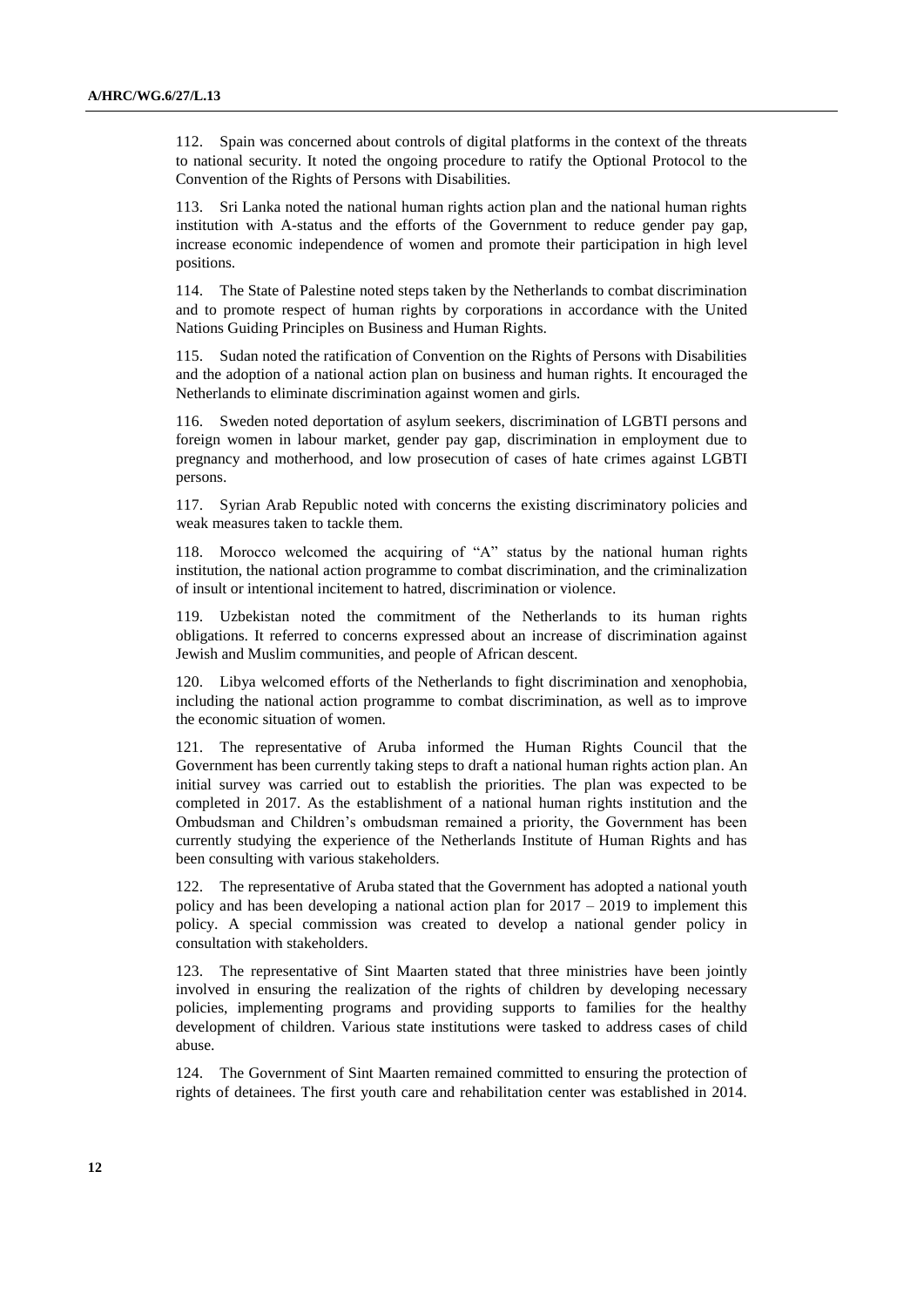112. Spain was concerned about controls of digital platforms in the context of the threats to national security. It noted the ongoing procedure to ratify the Optional Protocol to the Convention of the Rights of Persons with Disabilities.

113. Sri Lanka noted the national human rights action plan and the national human rights institution with A-status and the efforts of the Government to reduce gender pay gap, increase economic independence of women and promote their participation in high level positions.

114. The State of Palestine noted steps taken by the Netherlands to combat discrimination and to promote respect of human rights by corporations in accordance with the United Nations Guiding Principles on Business and Human Rights.

115. Sudan noted the ratification of Convention on the Rights of Persons with Disabilities and the adoption of a national action plan on business and human rights. It encouraged the Netherlands to eliminate discrimination against women and girls.

116. Sweden noted deportation of asylum seekers, discrimination of LGBTI persons and foreign women in labour market, gender pay gap, discrimination in employment due to pregnancy and motherhood, and low prosecution of cases of hate crimes against LGBTI persons.

117. Syrian Arab Republic noted with concerns the existing discriminatory policies and weak measures taken to tackle them.

118. Morocco welcomed the acquiring of "A" status by the national human rights institution, the national action programme to combat discrimination, and the criminalization of insult or intentional incitement to hatred, discrimination or violence.

119. Uzbekistan noted the commitment of the Netherlands to its human rights obligations. It referred to concerns expressed about an increase of discrimination against Jewish and Muslim communities, and people of African descent.

120. Libya welcomed efforts of the Netherlands to fight discrimination and xenophobia, including the national action programme to combat discrimination, as well as to improve the economic situation of women.

121. The representative of Aruba informed the Human Rights Council that the Government has been currently taking steps to draft a national human rights action plan. An initial survey was carried out to establish the priorities. The plan was expected to be completed in 2017. As the establishment of a national human rights institution and the Ombudsman and Children's ombudsman remained a priority, the Government has been currently studying the experience of the Netherlands Institute of Human Rights and has been consulting with various stakeholders.

122. The representative of Aruba stated that the Government has adopted a national youth policy and has been developing a national action plan for 2017 – 2019 to implement this policy. A special commission was created to develop a national gender policy in consultation with stakeholders.

123. The representative of Sint Maarten stated that three ministries have been jointly involved in ensuring the realization of the rights of children by developing necessary policies, implementing programs and providing supports to families for the healthy development of children. Various state institutions were tasked to address cases of child abuse.

124. The Government of Sint Maarten remained committed to ensuring the protection of rights of detainees. The first youth care and rehabilitation center was established in 2014.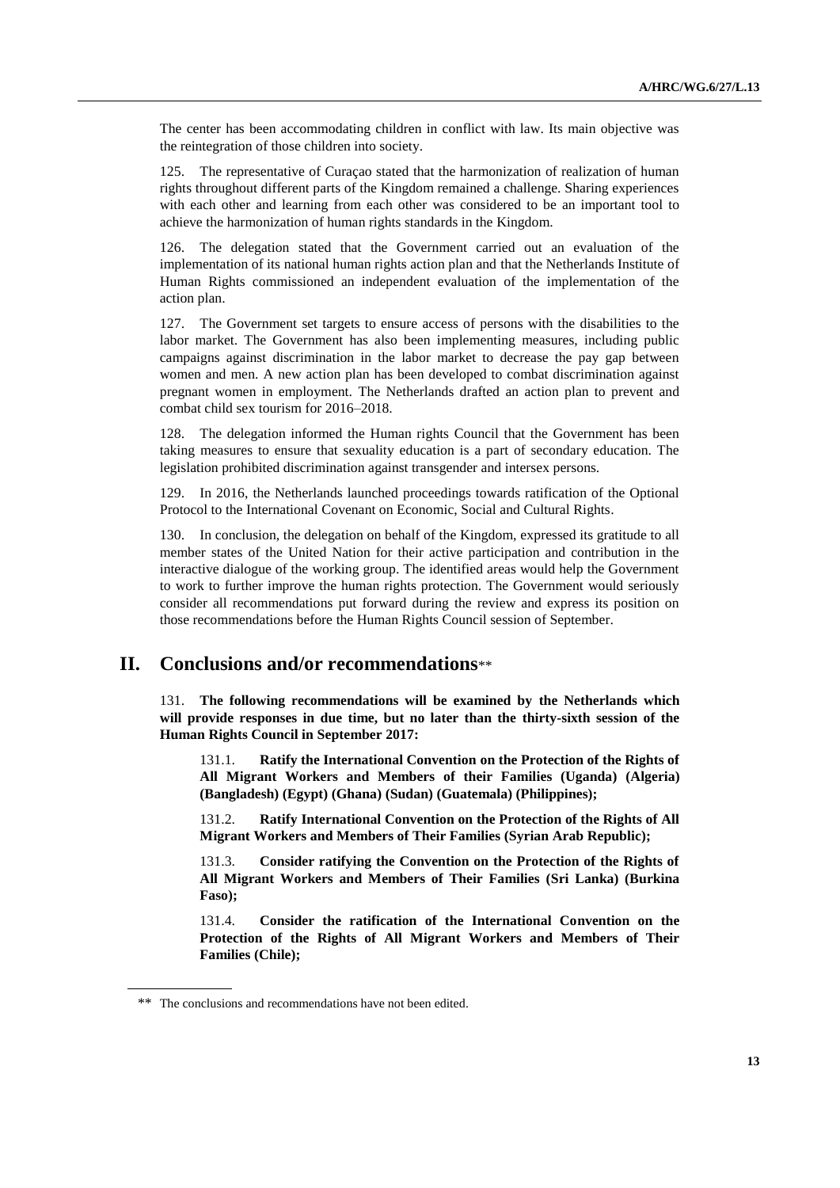The center has been accommodating children in conflict with law. Its main objective was the reintegration of those children into society.

125. The representative of Curaçao stated that the harmonization of realization of human rights throughout different parts of the Kingdom remained a challenge. Sharing experiences with each other and learning from each other was considered to be an important tool to achieve the harmonization of human rights standards in the Kingdom.

126. The delegation stated that the Government carried out an evaluation of the implementation of its national human rights action plan and that the Netherlands Institute of Human Rights commissioned an independent evaluation of the implementation of the action plan.

127. The Government set targets to ensure access of persons with the disabilities to the labor market. The Government has also been implementing measures, including public campaigns against discrimination in the labor market to decrease the pay gap between women and men. A new action plan has been developed to combat discrimination against pregnant women in employment. The Netherlands drafted an action plan to prevent and combat child sex tourism for 2016–2018.

128. The delegation informed the Human rights Council that the Government has been taking measures to ensure that sexuality education is a part of secondary education. The legislation prohibited discrimination against transgender and intersex persons.

129. In 2016, the Netherlands launched proceedings towards ratification of the Optional Protocol to the International Covenant on Economic, Social and Cultural Rights.

130. In conclusion, the delegation on behalf of the Kingdom, expressed its gratitude to all member states of the United Nation for their active participation and contribution in the interactive dialogue of the working group. The identified areas would help the Government to work to further improve the human rights protection. The Government would seriously consider all recommendations put forward during the review and express its position on those recommendations before the Human Rights Council session of September.

# II. Conclusions and/or recommendations**

131. **The following recommendations will be examined by the Netherlands which will provide responses in due time, but no later than the thirty-sixth session of the Human Rights Council in September 2017:**

131.1. **Ratify the International Convention on the Protection of the Rights of All Migrant Workers and Members of their Families (Uganda) (Algeria) (Bangladesh) (Egypt) (Ghana) (Sudan) (Guatemala) (Philippines);**

131.2. **Ratify International Convention on the Protection of the Rights of All Migrant Workers and Members of Their Families (Syrian Arab Republic);**

131.3. **Consider ratifying the Convention on the Protection of the Rights of All Migrant Workers and Members of Their Families (Sri Lanka) (Burkina Faso);**

131.4. **Consider the ratification of the International Convention on the Protection of the Rights of All Migrant Workers and Members of Their Families (Chile);**

** The conclusions and recommendations have not been edited.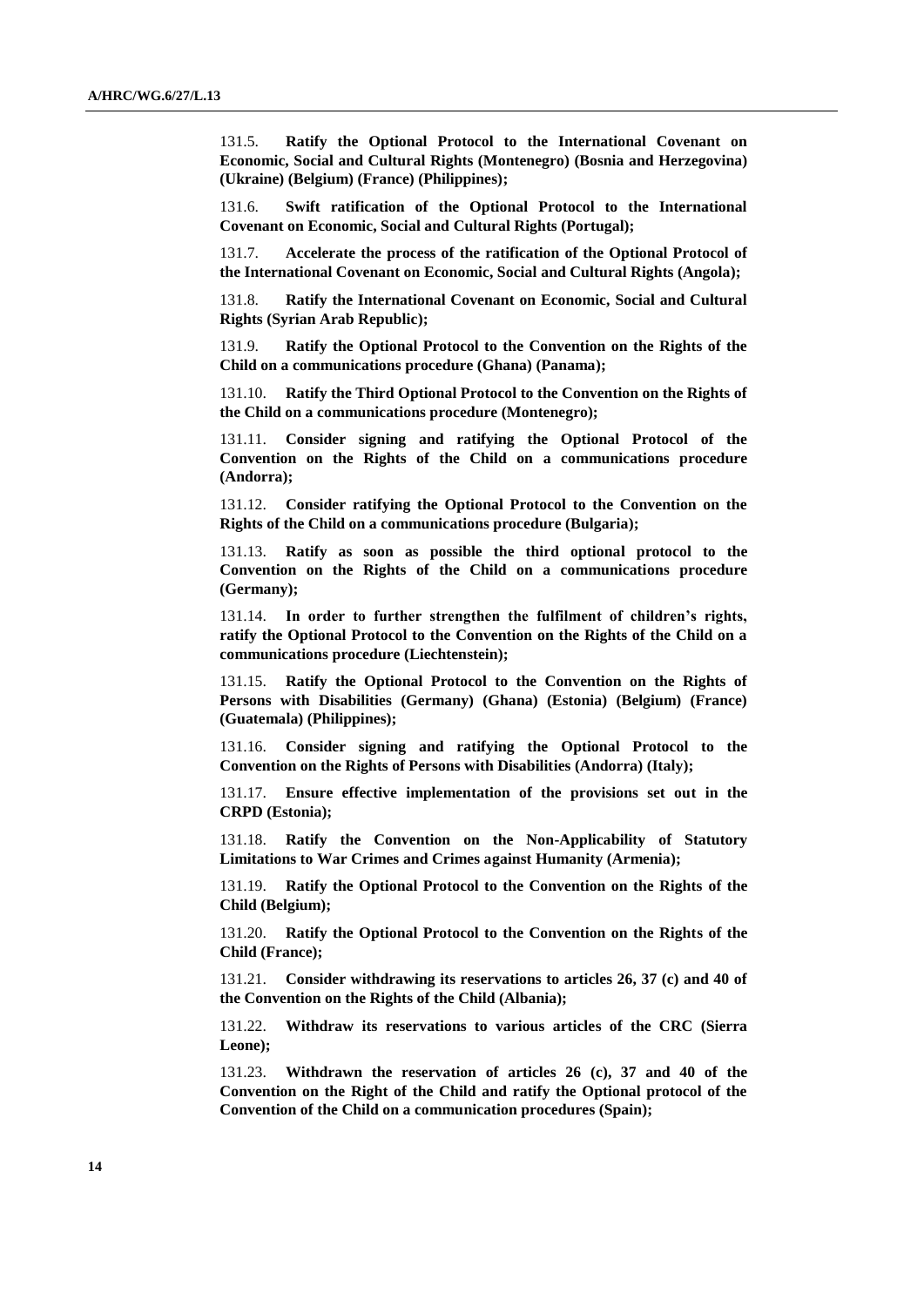131.5. **Ratify the Optional Protocol to the International Covenant on Economic, Social and Cultural Rights (Montenegro) (Bosnia and Herzegovina) (Ukraine) (Belgium) (France) (Philippines);**

131.6. **Swift ratification of the Optional Protocol to the International Covenant on Economic, Social and Cultural Rights (Portugal);**

131.7. **Accelerate the process of the ratification of the Optional Protocol of the International Covenant on Economic, Social and Cultural Rights (Angola);**

131.8. **Ratify the International Covenant on Economic, Social and Cultural Rights (Syrian Arab Republic);**

131.9. **Ratify the Optional Protocol to the Convention on the Rights of the Child on a communications procedure (Ghana) (Panama);**

131.10. **Ratify the Third Optional Protocol to the Convention on the Rights of the Child on a communications procedure (Montenegro);**

131.11. **Consider signing and ratifying the Optional Protocol of the Convention on the Rights of the Child on a communications procedure (Andorra);**

131.12. **Consider ratifying the Optional Protocol to the Convention on the Rights of the Child on a communications procedure (Bulgaria);**

131.13. **Ratify as soon as possible the third optional protocol to the Convention on the Rights of the Child on a communications procedure (Germany);**

131.14. **In order to further strengthen the fulfilment of children's rights, ratify the Optional Protocol to the Convention on the Rights of the Child on a communications procedure (Liechtenstein);**

131.15. **Ratify the Optional Protocol to the Convention on the Rights of Persons with Disabilities (Germany) (Ghana) (Estonia) (Belgium) (France) (Guatemala) (Philippines);**

131.16. **Consider signing and ratifying the Optional Protocol to the Convention on the Rights of Persons with Disabilities (Andorra) (Italy);**

131.17. **Ensure effective implementation of the provisions set out in the CRPD (Estonia);**

131.18. **Ratify the Convention on the Non-Applicability of Statutory Limitations to War Crimes and Crimes against Humanity (Armenia);**

131.19. **Ratify the Optional Protocol to the Convention on the Rights of the Child (Belgium);**

131.20. **Ratify the Optional Protocol to the Convention on the Rights of the Child (France);**

131.21. **Consider withdrawing its reservations to articles 26, 37 (c) and 40 of the Convention on the Rights of the Child (Albania);**

131.22. **Withdraw its reservations to various articles of the CRC (Sierra Leone);**

131.23. **Withdrawn the reservation of articles 26 (c), 37 and 40 of the Convention on the Right of the Child and ratify the Optional protocol of the Convention of the Child on a communication procedures (Spain);**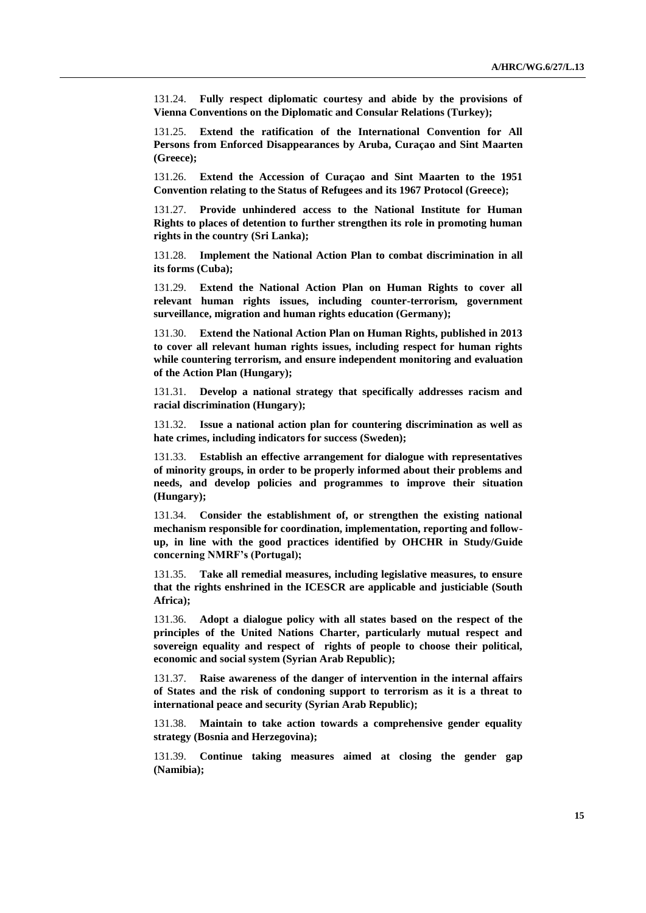131.24. **Fully respect diplomatic courtesy and abide by the provisions of Vienna Conventions on the Diplomatic and Consular Relations (Turkey);**

131.25. **Extend the ratification of the International Convention for All Persons from Enforced Disappearances by Aruba, Curaçao and Sint Maarten (Greece);**

131.26. **Extend the Accession of Curaçao and Sint Maarten to the 1951 Convention relating to the Status of Refugees and its 1967 Protocol (Greece);**

131.27. **Provide unhindered access to the National Institute for Human Rights to places of detention to further strengthen its role in promoting human rights in the country (Sri Lanka);**

131.28. **Implement the National Action Plan to combat discrimination in all its forms (Cuba);**

131.29. **Extend the National Action Plan on Human Rights to cover all relevant human rights issues, including counter-terrorism, government surveillance, migration and human rights education (Germany);**

131.30. **Extend the National Action Plan on Human Rights, published in 2013 to cover all relevant human rights issues, including respect for human rights while countering terrorism, and ensure independent monitoring and evaluation of the Action Plan (Hungary);**

131.31. **Develop a national strategy that specifically addresses racism and racial discrimination (Hungary);**

131.32. **Issue a national action plan for countering discrimination as well as hate crimes, including indicators for success (Sweden);**

131.33. **Establish an effective arrangement for dialogue with representatives of minority groups, in order to be properly informed about their problems and needs, and develop policies and programmes to improve their situation (Hungary);**

131.34. **Consider the establishment of, or strengthen the existing national mechanism responsible for coordination, implementation, reporting and follow-up, in line with the good practices identified by OHCHR in Study/Guide concerning NMRF's (Portugal);**

131.35. **Take all remedial measures, including legislative measures, to ensure that the rights enshrined in the ICESCR are applicable and justiciable (South Africa);**

131.36. **Adopt a dialogue policy with all states based on the respect of the principles of the United Nations Charter, particularly mutual respect and sovereign equality and respect of rights of people to choose their political, economic and social system (Syrian Arab Republic);**

131.37. **Raise awareness of the danger of intervention in the internal affairs of States and the risk of condoning support to terrorism as it is a threat to international peace and security (Syrian Arab Republic);**

131.38. **Maintain to take action towards a comprehensive gender equality strategy (Bosnia and Herzegovina);**

131.39. **Continue taking measures aimed at closing the gender gap (Namibia);**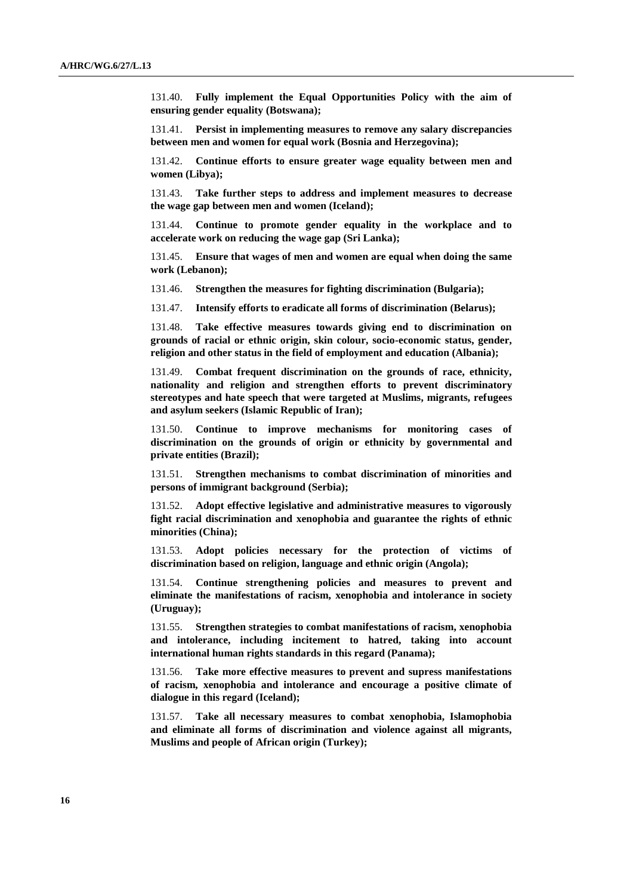131.40. **Fully implement the Equal Opportunities Policy with the aim of ensuring gender equality (Botswana);**

131.41. **Persist in implementing measures to remove any salary discrepancies between men and women for equal work (Bosnia and Herzegovina);**

131.42. **Continue efforts to ensure greater wage equality between men and women (Libya);**

131.43. **Take further steps to address and implement measures to decrease the wage gap between men and women (Iceland);**

131.44. **Continue to promote gender equality in the workplace and to accelerate work on reducing the wage gap (Sri Lanka);**

131.45. **Ensure that wages of men and women are equal when doing the same work (Lebanon);**

131.46. **Strengthen the measures for fighting discrimination (Bulgaria);**

131.47. **Intensify efforts to eradicate all forms of discrimination (Belarus);**

131.48. **Take effective measures towards giving end to discrimination on grounds of racial or ethnic origin, skin colour, socio-economic status, gender, religion and other status in the field of employment and education (Albania);**

131.49. **Combat frequent discrimination on the grounds of race, ethnicity, nationality and religion and strengthen efforts to prevent discriminatory stereotypes and hate speech that were targeted at Muslims, migrants, refugees and asylum seekers (Islamic Republic of Iran);**

131.50. **Continue to improve mechanisms for monitoring cases of discrimination on the grounds of origin or ethnicity by governmental and private entities (Brazil);**

131.51. **Strengthen mechanisms to combat discrimination of minorities and persons of immigrant background (Serbia);**

131.52. **Adopt effective legislative and administrative measures to vigorously fight racial discrimination and xenophobia and guarantee the rights of ethnic minorities (China);**

131.53. **Adopt policies necessary for the protection of victims of discrimination based on religion, language and ethnic origin (Angola);**

131.54. **Continue strengthening policies and measures to prevent and eliminate the manifestations of racism, xenophobia and intolerance in society (Uruguay);**

131.55. **Strengthen strategies to combat manifestations of racism, xenophobia and intolerance, including incitement to hatred, taking into account international human rights standards in this regard (Panama);**

131.56. **Take more effective measures to prevent and supress manifestations of racism, xenophobia and intolerance and encourage a positive climate of dialogue in this regard (Iceland);**

131.57. **Take all necessary measures to combat xenophobia, Islamophobia and eliminate all forms of discrimination and violence against all migrants, Muslims and people of African origin (Turkey);**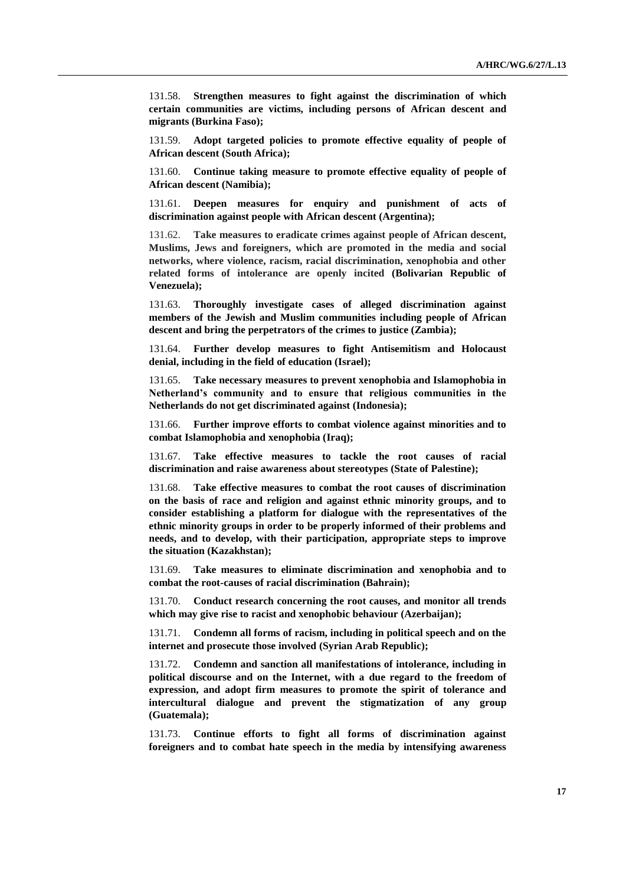131.58. **Strengthen measures to fight against the discrimination of which certain communities are victims, including persons of African descent and migrants (Burkina Faso);**

131.59. **Adopt targeted policies to promote effective equality of people of African descent (South Africa);**

131.60. **Continue taking measure to promote effective equality of people of African descent (Namibia);**

131.61. **Deepen measures for enquiry and punishment of acts of discrimination against people with African descent (Argentina);**

131.62. **Take measures to eradicate crimes against people of African descent, Muslims, Jews and foreigners, which are promoted in the media and social networks, where violence, racism, racial discrimination, xenophobia and other related forms of intolerance are openly incited (Bolivarian Republic of Venezuela);**

131.63. **Thoroughly investigate cases of alleged discrimination against members of the Jewish and Muslim communities including people of African descent and bring the perpetrators of the crimes to justice (Zambia);**

131.64. **Further develop measures to fight Antisemitism and Holocaust denial, including in the field of education (Israel);**

131.65. **Take necessary measures to prevent xenophobia and Islamophobia in Netherland's community and to ensure that religious communities in the Netherlands do not get discriminated against (Indonesia);**

131.66. **Further improve efforts to combat violence against minorities and to combat Islamophobia and xenophobia (Iraq);**

131.67. **Take effective measures to tackle the root causes of racial discrimination and raise awareness about stereotypes (State of Palestine);**

131.68. **Take effective measures to combat the root causes of discrimination on the basis of race and religion and against ethnic minority groups, and to consider establishing a platform for dialogue with the representatives of the ethnic minority groups in order to be properly informed of their problems and needs, and to develop, with their participation, appropriate steps to improve the situation (Kazakhstan);**

131.69. **Take measures to eliminate discrimination and xenophobia and to combat the root-causes of racial discrimination (Bahrain);**

131.70. **Conduct research concerning the root causes, and monitor all trends which may give rise to racist and xenophobic behaviour (Azerbaijan);**

131.71. **Condemn all forms of racism, including in political speech and on the internet and prosecute those involved (Syrian Arab Republic);**

131.72. **Condemn and sanction all manifestations of intolerance, including in political discourse and on the Internet, with a due regard to the freedom of expression, and adopt firm measures to promote the spirit of tolerance and intercultural dialogue and prevent the stigmatization of any group (Guatemala);**

131.73. **Continue efforts to fight all forms of discrimination against foreigners and to combat hate speech in the media by intensifying awareness**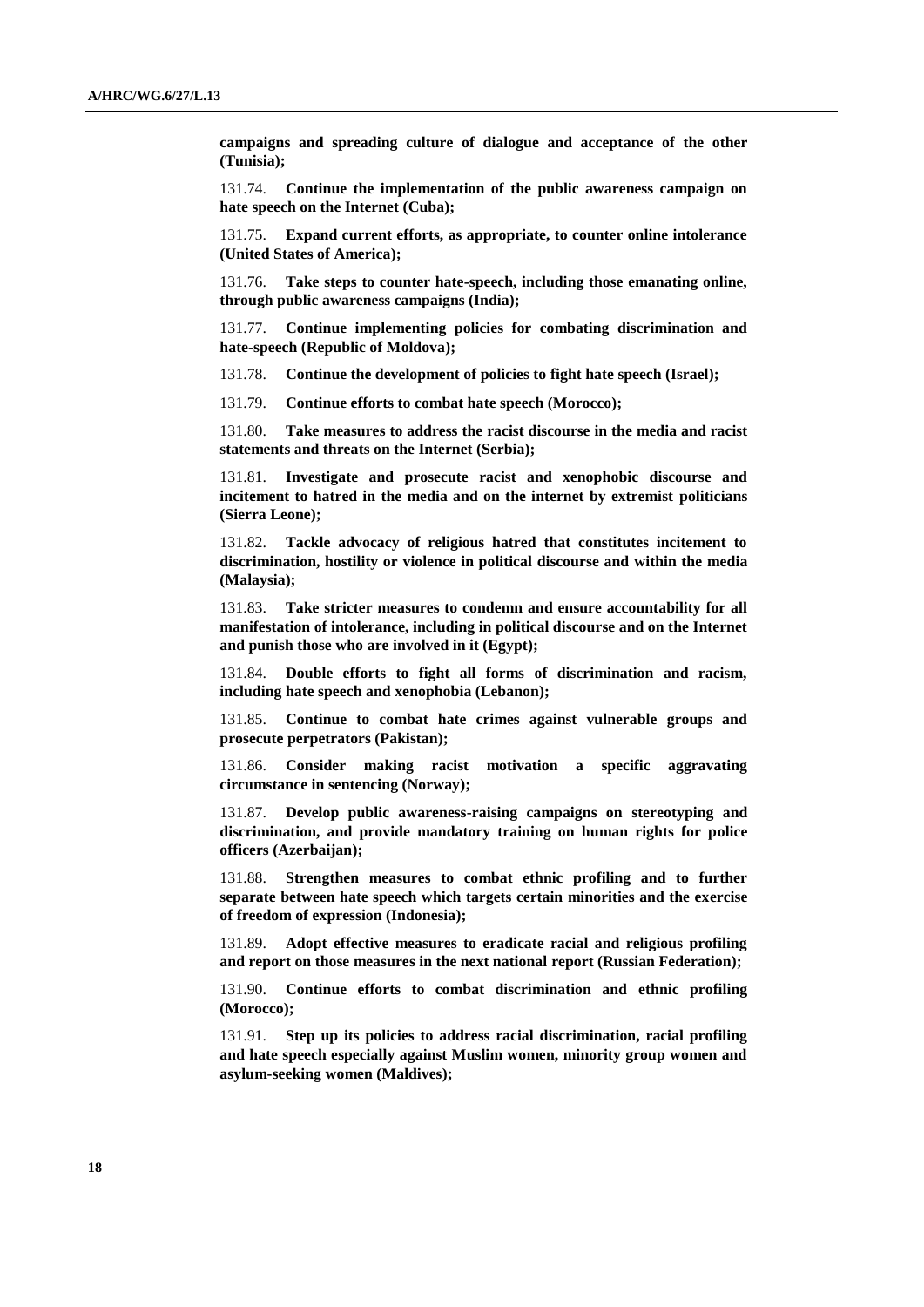**campaigns and spreading culture of dialogue and acceptance of the other (Tunisia);**

131.74. **Continue the implementation of the public awareness campaign on hate speech on the Internet (Cuba);**

131.75. **Expand current efforts, as appropriate, to counter online intolerance (United States of America);**

131.76. **Take steps to counter hate-speech, including those emanating online, through public awareness campaigns (India);**

131.77. **Continue implementing policies for combating discrimination and hate-speech (Republic of Moldova);**

131.78. **Continue the development of policies to fight hate speech (Israel);**

131.79. **Continue efforts to combat hate speech (Morocco);**

131.80. **Take measures to address the racist discourse in the media and racist statements and threats on the Internet (Serbia);**

131.81. **Investigate and prosecute racist and xenophobic discourse and incitement to hatred in the media and on the internet by extremist politicians (Sierra Leone);**

131.82. **Tackle advocacy of religious hatred that constitutes incitement to discrimination, hostility or violence in political discourse and within the media (Malaysia);**

131.83. **Take stricter measures to condemn and ensure accountability for all manifestation of intolerance, including in political discourse and on the Internet and punish those who are involved in it (Egypt);**

131.84. **Double efforts to fight all forms of discrimination and racism, including hate speech and xenophobia (Lebanon);**

131.85. **Continue to combat hate crimes against vulnerable groups and prosecute perpetrators (Pakistan);**

131.86. **Consider making racist motivation a specific aggravating circumstance in sentencing (Norway);**

131.87. **Develop public awareness-raising campaigns on stereotyping and discrimination, and provide mandatory training on human rights for police officers (Azerbaijan);**

131.88. **Strengthen measures to combat ethnic profiling and to further separate between hate speech which targets certain minorities and the exercise of freedom of expression (Indonesia);**

131.89. **Adopt effective measures to eradicate racial and religious profiling and report on those measures in the next national report (Russian Federation);**

131.90. **Continue efforts to combat discrimination and ethnic profiling (Morocco);**

131.91. **Step up its policies to address racial discrimination, racial profiling and hate speech especially against Muslim women, minority group women and asylum-seeking women (Maldives);**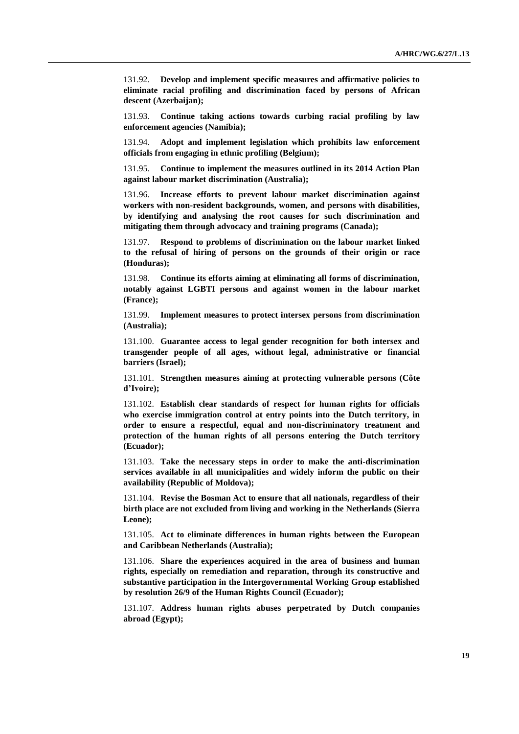131.92. **Develop and implement specific measures and affirmative policies to eliminate racial profiling and discrimination faced by persons of African descent (Azerbaijan);**

131.93. **Continue taking actions towards curbing racial profiling by law enforcement agencies (Namibia);**

131.94. **Adopt and implement legislation which prohibits law enforcement officials from engaging in ethnic profiling (Belgium);**

131.95. **Continue to implement the measures outlined in its 2014 Action Plan against labour market discrimination (Australia);**

131.96. **Increase efforts to prevent labour market discrimination against workers with non-resident backgrounds, women, and persons with disabilities, by identifying and analysing the root causes for such discrimination and mitigating them through advocacy and training programs (Canada);**

131.97. **Respond to problems of discrimination on the labour market linked to the refusal of hiring of persons on the grounds of their origin or race (Honduras);**

131.98. **Continue its efforts aiming at eliminating all forms of discrimination, notably against LGBTI persons and against women in the labour market (France);**

131.99. **Implement measures to protect intersex persons from discrimination (Australia);**

131.100. **Guarantee access to legal gender recognition for both intersex and transgender people of all ages, without legal, administrative or financial barriers (Israel);**

131.101. **Strengthen measures aiming at protecting vulnerable persons (Côte d'Ivoire);**

131.102. **Establish clear standards of respect for human rights for officials who exercise immigration control at entry points into the Dutch territory, in order to ensure a respectful, equal and non-discriminatory treatment and protection of the human rights of all persons entering the Dutch territory (Ecuador);**

131.103. **Take the necessary steps in order to make the anti-discrimination services available in all municipalities and widely inform the public on their availability (Republic of Moldova);**

131.104. **Revise the Bosman Act to ensure that all nationals, regardless of their birth place are not excluded from living and working in the Netherlands (Sierra Leone);**

131.105. **Act to eliminate differences in human rights between the European and Caribbean Netherlands (Australia);**

131.106. **Share the experiences acquired in the area of business and human rights, especially on remediation and reparation, through its constructive and substantive participation in the Intergovernmental Working Group established by resolution 26/9 of the Human Rights Council (Ecuador);**

131.107. **Address human rights abuses perpetrated by Dutch companies abroad (Egypt);**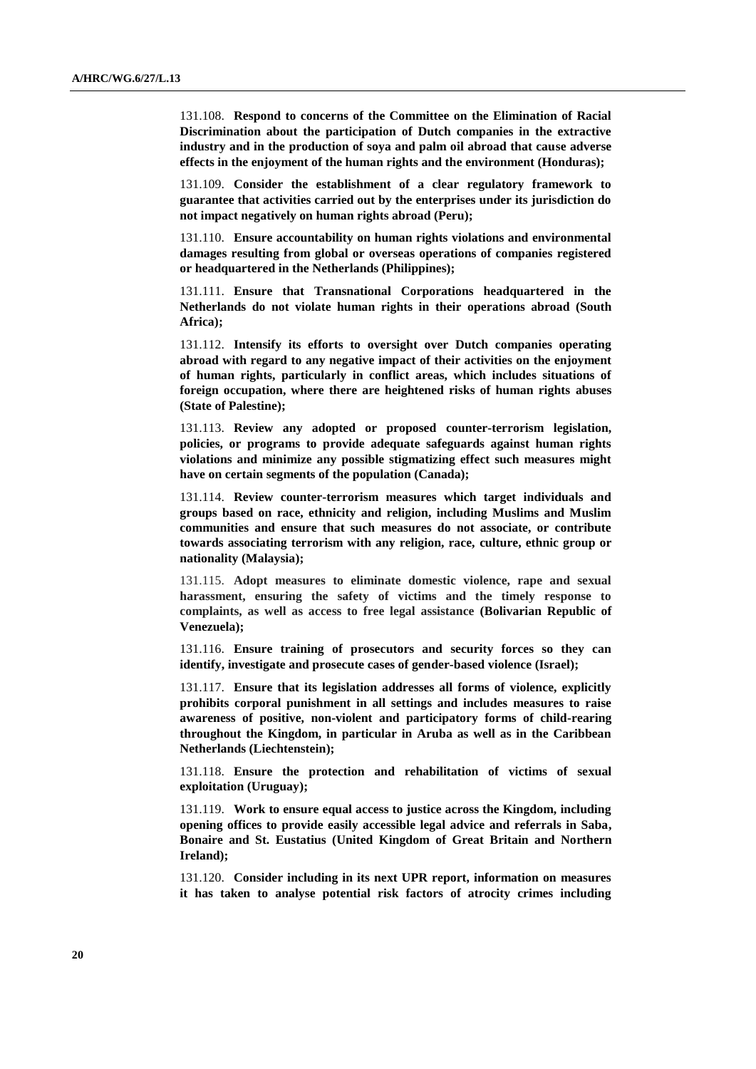131.108. **Respond to concerns of the Committee on the Elimination of Racial Discrimination about the participation of Dutch companies in the extractive industry and in the production of soya and palm oil abroad that cause adverse effects in the enjoyment of the human rights and the environment (Honduras);**

131.109. **Consider the establishment of a clear regulatory framework to guarantee that activities carried out by the enterprises under its jurisdiction do not impact negatively on human rights abroad (Peru);**

131.110. **Ensure accountability on human rights violations and environmental damages resulting from global or overseas operations of companies registered or headquartered in the Netherlands (Philippines);**

131.111. **Ensure that Transnational Corporations headquartered in the Netherlands do not violate human rights in their operations abroad (South Africa);**

131.112. **Intensify its efforts to oversight over Dutch companies operating abroad with regard to any negative impact of their activities on the enjoyment of human rights, particularly in conflict areas, which includes situations of foreign occupation, where there are heightened risks of human rights abuses (State of Palestine);**

131.113. **Review any adopted or proposed counter-terrorism legislation, policies, or programs to provide adequate safeguards against human rights violations and minimize any possible stigmatizing effect such measures might have on certain segments of the population (Canada);**

131.114. **Review counter-terrorism measures which target individuals and groups based on race, ethnicity and religion, including Muslims and Muslim communities and ensure that such measures do not associate, or contribute towards associating terrorism with any religion, race, culture, ethnic group or nationality (Malaysia);**

131.115. **Adopt measures to eliminate domestic violence, rape and sexual harassment, ensuring the safety of victims and the timely response to complaints, as well as access to free legal assistance (Bolivarian Republic of Venezuela);**

131.116. **Ensure training of prosecutors and security forces so they can identify, investigate and prosecute cases of gender-based violence (Israel);**

131.117. **Ensure that its legislation addresses all forms of violence, explicitly prohibits corporal punishment in all settings and includes measures to raise awareness of positive, non-violent and participatory forms of child-rearing throughout the Kingdom, in particular in Aruba as well as in the Caribbean Netherlands (Liechtenstein);**

131.118. **Ensure the protection and rehabilitation of victims of sexual exploitation (Uruguay);**

131.119. **Work to ensure equal access to justice across the Kingdom, including opening offices to provide easily accessible legal advice and referrals in Saba, Bonaire and St. Eustatius (United Kingdom of Great Britain and Northern Ireland);**

131.120. **Consider including in its next UPR report, information on measures it has taken to analyse potential risk factors of atrocity crimes including**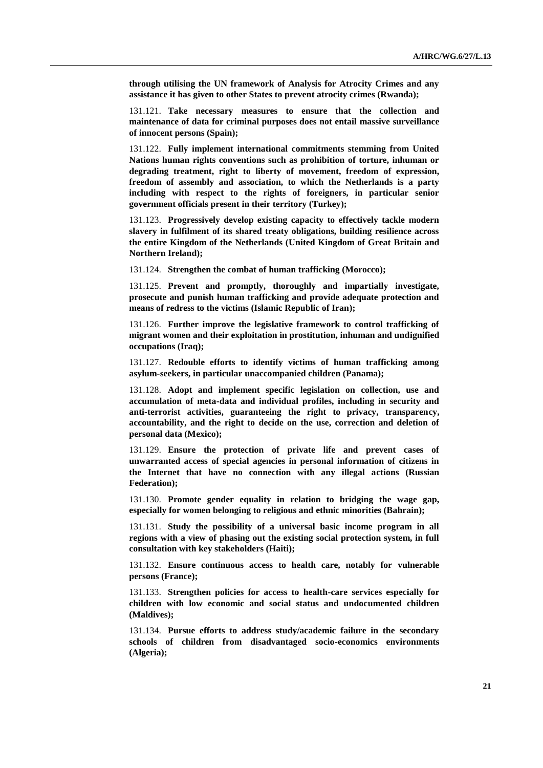**through utilising the UN framework of Analysis for Atrocity Crimes and any assistance it has given to other States to prevent atrocity crimes (Rwanda);**

131.121. **Take necessary measures to ensure that the collection and maintenance of data for criminal purposes does not entail massive surveillance of innocent persons (Spain);**

131.122. **Fully implement international commitments stemming from United Nations human rights conventions such as prohibition of torture, inhuman or degrading treatment, right to liberty of movement, freedom of expression, freedom of assembly and association, to which the Netherlands is a party including with respect to the rights of foreigners, in particular senior government officials present in their territory (Turkey);**

131.123. **Progressively develop existing capacity to effectively tackle modern slavery in fulfilment of its shared treaty obligations, building resilience across the entire Kingdom of the Netherlands (United Kingdom of Great Britain and Northern Ireland);**

131.124. **Strengthen the combat of human trafficking (Morocco);**

131.125. **Prevent and promptly, thoroughly and impartially investigate, prosecute and punish human trafficking and provide adequate protection and means of redress to the victims (Islamic Republic of Iran);**

131.126. **Further improve the legislative framework to control trafficking of migrant women and their exploitation in prostitution, inhuman and undignified occupations (Iraq);**

131.127. **Redouble efforts to identify victims of human trafficking among asylum-seekers, in particular unaccompanied children (Panama);**

131.128. **Adopt and implement specific legislation on collection, use and accumulation of meta-data and individual profiles, including in security and anti-terrorist activities, guaranteeing the right to privacy, transparency, accountability, and the right to decide on the use, correction and deletion of personal data (Mexico);**

131.129. **Ensure the protection of private life and prevent cases of unwarranted access of special agencies in personal information of citizens in the Internet that have no connection with any illegal actions (Russian Federation);**

131.130. **Promote gender equality in relation to bridging the wage gap, especially for women belonging to religious and ethnic minorities (Bahrain);**

131.131. **Study the possibility of a universal basic income program in all regions with a view of phasing out the existing social protection system, in full consultation with key stakeholders (Haiti);**

131.132. **Ensure continuous access to health care, notably for vulnerable persons (France);**

131.133. **Strengthen policies for access to health-care services especially for children with low economic and social status and undocumented children (Maldives);**

131.134. **Pursue efforts to address study/academic failure in the secondary schools of children from disadvantaged socio-economics environments (Algeria);**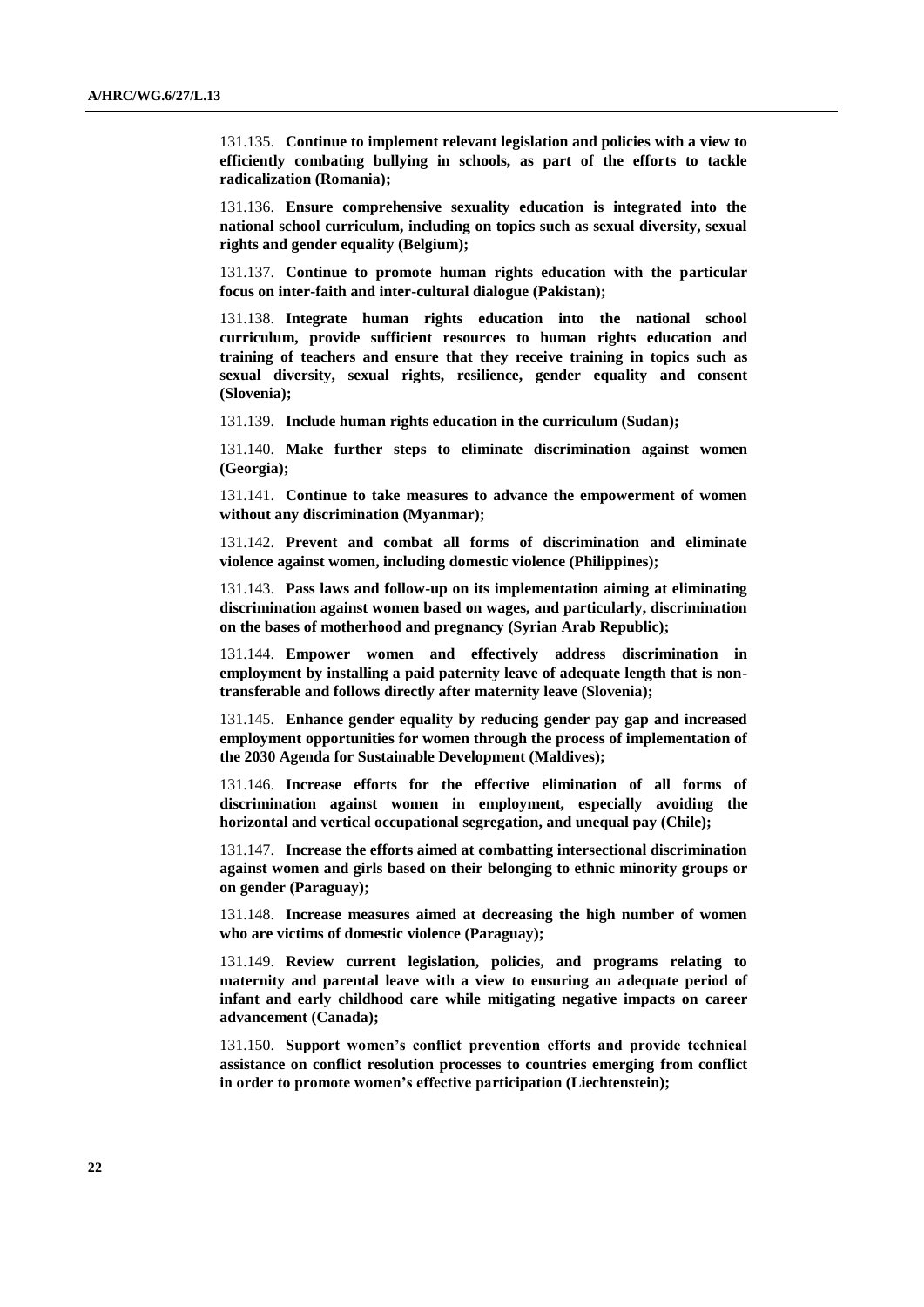131.135. **Continue to implement relevant legislation and policies with a view to efficiently combating bullying in schools, as part of the efforts to tackle radicalization (Romania);**

131.136. **Ensure comprehensive sexuality education is integrated into the national school curriculum, including on topics such as sexual diversity, sexual rights and gender equality (Belgium);**

131.137. **Continue to promote human rights education with the particular focus on inter-faith and inter-cultural dialogue (Pakistan);**

131.138. **Integrate human rights education into the national school curriculum, provide sufficient resources to human rights education and training of teachers and ensure that they receive training in topics such as sexual diversity, sexual rights, resilience, gender equality and consent (Slovenia);**

131.139. **Include human rights education in the curriculum (Sudan);**

131.140. **Make further steps to eliminate discrimination against women (Georgia);**

131.141. **Continue to take measures to advance the empowerment of women without any discrimination (Myanmar);**

131.142. **Prevent and combat all forms of discrimination and eliminate violence against women, including domestic violence (Philippines);**

131.143. **Pass laws and follow-up on its implementation aiming at eliminating discrimination against women based on wages, and particularly, discrimination on the bases of motherhood and pregnancy (Syrian Arab Republic);**

131.144. **Empower women and effectively address discrimination in employment by installing a paid paternity leave of adequate length that is non-transferable and follows directly after maternity leave (Slovenia);**

131.145. **Enhance gender equality by reducing gender pay gap and increased employment opportunities for women through the process of implementation of the 2030 Agenda for Sustainable Development (Maldives);**

131.146. **Increase efforts for the effective elimination of all forms of discrimination against women in employment, especially avoiding the horizontal and vertical occupational segregation, and unequal pay (Chile);**

131.147. **Increase the efforts aimed at combatting intersectional discrimination against women and girls based on their belonging to ethnic minority groups or on gender (Paraguay);**

131.148. **Increase measures aimed at decreasing the high number of women who are victims of domestic violence (Paraguay);**

131.149. **Review current legislation, policies, and programs relating to maternity and parental leave with a view to ensuring an adequate period of infant and early childhood care while mitigating negative impacts on career advancement (Canada);**

131.150. **Support women's conflict prevention efforts and provide technical assistance on conflict resolution processes to countries emerging from conflict in order to promote women's effective participation (Liechtenstein);**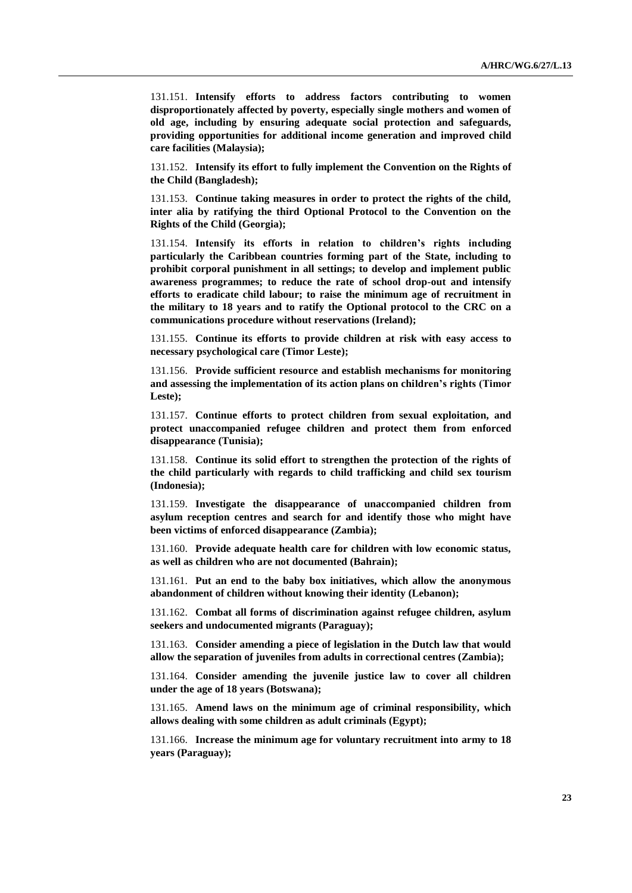131.151. **Intensify efforts to address factors contributing to women disproportionately affected by poverty, especially single mothers and women of old age, including by ensuring adequate social protection and safeguards, providing opportunities for additional income generation and improved child care facilities (Malaysia);**

131.152. **Intensify its effort to fully implement the Convention on the Rights of the Child (Bangladesh);**

131.153. **Continue taking measures in order to protect the rights of the child, inter alia by ratifying the third Optional Protocol to the Convention on the Rights of the Child (Georgia);**

131.154. **Intensify its efforts in relation to children's rights including particularly the Caribbean countries forming part of the State, including to prohibit corporal punishment in all settings; to develop and implement public awareness programmes; to reduce the rate of school drop-out and intensify efforts to eradicate child labour; to raise the minimum age of recruitment in the military to 18 years and to ratify the Optional protocol to the CRC on a communications procedure without reservations (Ireland);**

131.155. **Continue its efforts to provide children at risk with easy access to necessary psychological care (Timor Leste);**

131.156. **Provide sufficient resource and establish mechanisms for monitoring and assessing the implementation of its action plans on children's rights (Timor Leste);**

131.157. **Continue efforts to protect children from sexual exploitation, and protect unaccompanied refugee children and protect them from enforced disappearance (Tunisia);**

131.158. **Continue its solid effort to strengthen the protection of the rights of the child particularly with regards to child trafficking and child sex tourism (Indonesia);**

131.159. **Investigate the disappearance of unaccompanied children from asylum reception centres and search for and identify those who might have been victims of enforced disappearance (Zambia);**

131.160. **Provide adequate health care for children with low economic status, as well as children who are not documented (Bahrain);**

131.161. **Put an end to the baby box initiatives, which allow the anonymous abandonment of children without knowing their identity (Lebanon);**

131.162. **Combat all forms of discrimination against refugee children, asylum seekers and undocumented migrants (Paraguay);**

131.163. **Consider amending a piece of legislation in the Dutch law that would allow the separation of juveniles from adults in correctional centres (Zambia);**

131.164. **Consider amending the juvenile justice law to cover all children under the age of 18 years (Botswana);**

131.165. **Amend laws on the minimum age of criminal responsibility, which allows dealing with some children as adult criminals (Egypt);**

131.166. **Increase the minimum age for voluntary recruitment into army to 18 years (Paraguay);**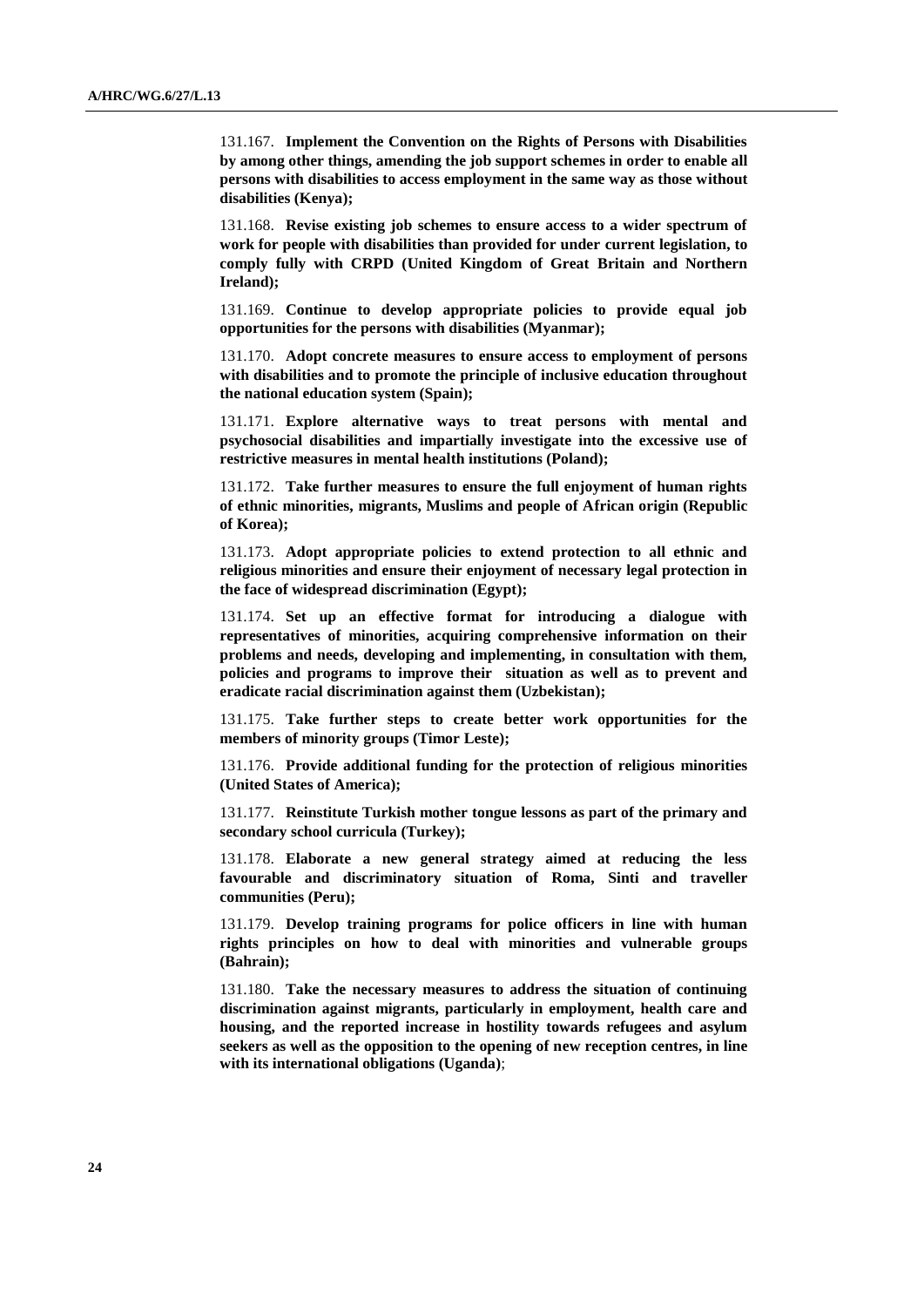131.167. **Implement the Convention on the Rights of Persons with Disabilities by among other things, amending the job support schemes in order to enable all persons with disabilities to access employment in the same way as those without disabilities (Kenya);**

131.168. **Revise existing job schemes to ensure access to a wider spectrum of work for people with disabilities than provided for under current legislation, to comply fully with CRPD (United Kingdom of Great Britain and Northern Ireland);**

131.169. **Continue to develop appropriate policies to provide equal job opportunities for the persons with disabilities (Myanmar);**

131.170. **Adopt concrete measures to ensure access to employment of persons with disabilities and to promote the principle of inclusive education throughout the national education system (Spain);**

131.171. **Explore alternative ways to treat persons with mental and psychosocial disabilities and impartially investigate into the excessive use of restrictive measures in mental health institutions (Poland);**

131.172. **Take further measures to ensure the full enjoyment of human rights of ethnic minorities, migrants, Muslims and people of African origin (Republic of Korea);**

131.173. **Adopt appropriate policies to extend protection to all ethnic and religious minorities and ensure their enjoyment of necessary legal protection in the face of widespread discrimination (Egypt);**

131.174. **Set up an effective format for introducing a dialogue with representatives of minorities, acquiring comprehensive information on their problems and needs, developing and implementing, in consultation with them, policies and programs to improve their situation as well as to prevent and eradicate racial discrimination against them (Uzbekistan);**

131.175. **Take further steps to create better work opportunities for the members of minority groups (Timor Leste);**

131.176. **Provide additional funding for the protection of religious minorities (United States of America);**

131.177. **Reinstitute Turkish mother tongue lessons as part of the primary and secondary school curricula (Turkey);**

131.178. **Elaborate a new general strategy aimed at reducing the less favourable and discriminatory situation of Roma, Sinti and traveller communities (Peru);**

131.179. **Develop training programs for police officers in line with human rights principles on how to deal with minorities and vulnerable groups (Bahrain);**

131.180. **Take the necessary measures to address the situation of continuing discrimination against migrants, particularly in employment, health care and housing, and the reported increase in hostility towards refugees and asylum seekers as well as the opposition to the opening of new reception centres, in line with its international obligations (Uganda)**;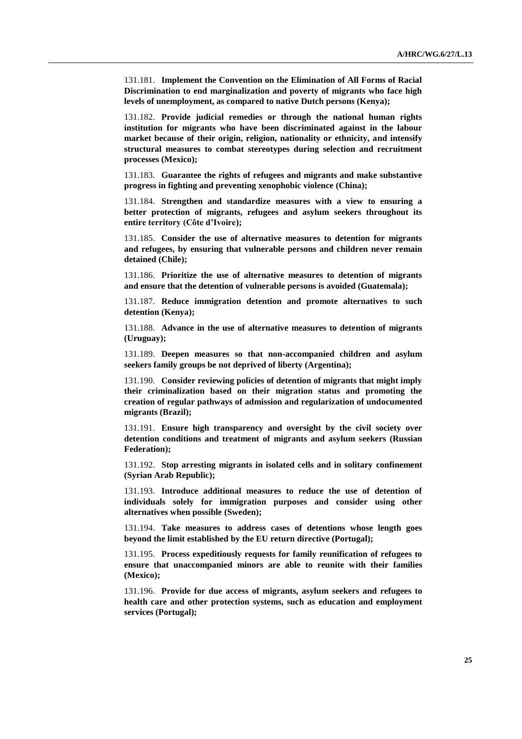131.181. **Implement the Convention on the Elimination of All Forms of Racial Discrimination to end marginalization and poverty of migrants who face high levels of unemployment, as compared to native Dutch persons (Kenya);**

131.182. **Provide judicial remedies or through the national human rights institution for migrants who have been discriminated against in the labour market because of their origin, religion, nationality or ethnicity, and intensify structural measures to combat stereotypes during selection and recruitment processes (Mexico);**

131.183. **Guarantee the rights of refugees and migrants and make substantive progress in fighting and preventing xenophobic violence (China);**

131.184. **Strengthen and standardize measures with a view to ensuring a better protection of migrants, refugees and asylum seekers throughout its entire territory (Côte d'Ivoire);**

131.185. **Consider the use of alternative measures to detention for migrants and refugees, by ensuring that vulnerable persons and children never remain detained (Chile);**

131.186. **Prioritize the use of alternative measures to detention of migrants and ensure that the detention of vulnerable persons is avoided (Guatemala);**

131.187. **Reduce immigration detention and promote alternatives to such detention (Kenya);**

131.188. **Advance in the use of alternative measures to detention of migrants (Uruguay);**

131.189. **Deepen measures so that non-accompanied children and asylum seekers family groups be not deprived of liberty (Argentina);**

131.190. **Consider reviewing policies of detention of migrants that might imply their criminalization based on their migration status and promoting the creation of regular pathways of admission and regularization of undocumented migrants (Brazil);**

131.191. **Ensure high transparency and oversight by the civil society over detention conditions and treatment of migrants and asylum seekers (Russian Federation);**

131.192. **Stop arresting migrants in isolated cells and in solitary confinement (Syrian Arab Republic);**

131.193. **Introduce additional measures to reduce the use of detention of individuals solely for immigration purposes and consider using other alternatives when possible (Sweden);**

131.194. **Take measures to address cases of detentions whose length goes beyond the limit established by the EU return directive (Portugal);**

131.195. **Process expeditiously requests for family reunification of refugees to ensure that unaccompanied minors are able to reunite with their families (Mexico);**

131.196. **Provide for due access of migrants, asylum seekers and refugees to health care and other protection systems, such as education and employment services (Portugal);**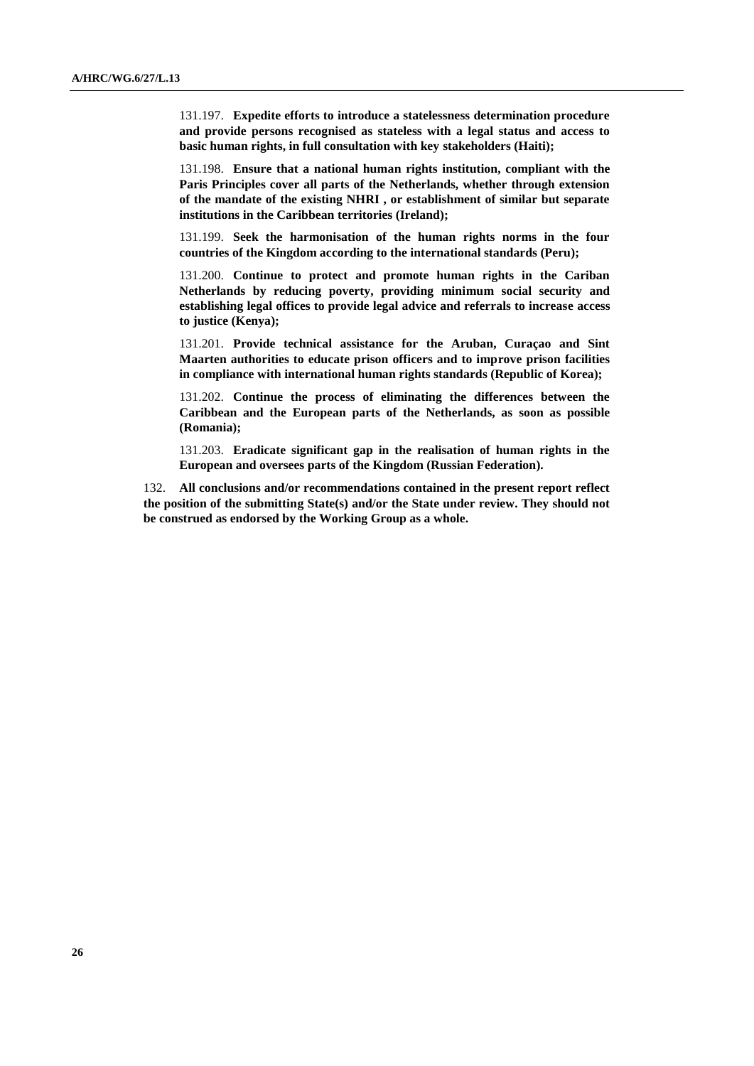131.197. **Expedite efforts to introduce a statelessness determination procedure and provide persons recognised as stateless with a legal status and access to basic human rights, in full consultation with key stakeholders (Haiti);**

131.198. **Ensure that a national human rights institution, compliant with the Paris Principles cover all parts of the Netherlands, whether through extension of the mandate of the existing NHRI , or establishment of similar but separate institutions in the Caribbean territories (Ireland);**

131.199. **Seek the harmonisation of the human rights norms in the four countries of the Kingdom according to the international standards (Peru);**

131.200. **Continue to protect and promote human rights in the Cariban Netherlands by reducing poverty, providing minimum social security and establishing legal offices to provide legal advice and referrals to increase access to justice (Kenya);**

131.201. **Provide technical assistance for the Aruban, Curaçao and Sint Maarten authorities to educate prison officers and to improve prison facilities in compliance with international human rights standards (Republic of Korea);**

131.202. **Continue the process of eliminating the differences between the Caribbean and the European parts of the Netherlands, as soon as possible (Romania);**

131.203. **Eradicate significant gap in the realisation of human rights in the European and oversees parts of the Kingdom (Russian Federation).**

132. **All conclusions and/or recommendations contained in the present report reflect the position of the submitting State(s) and/or the State under review. They should not be construed as endorsed by the Working Group as a whole.**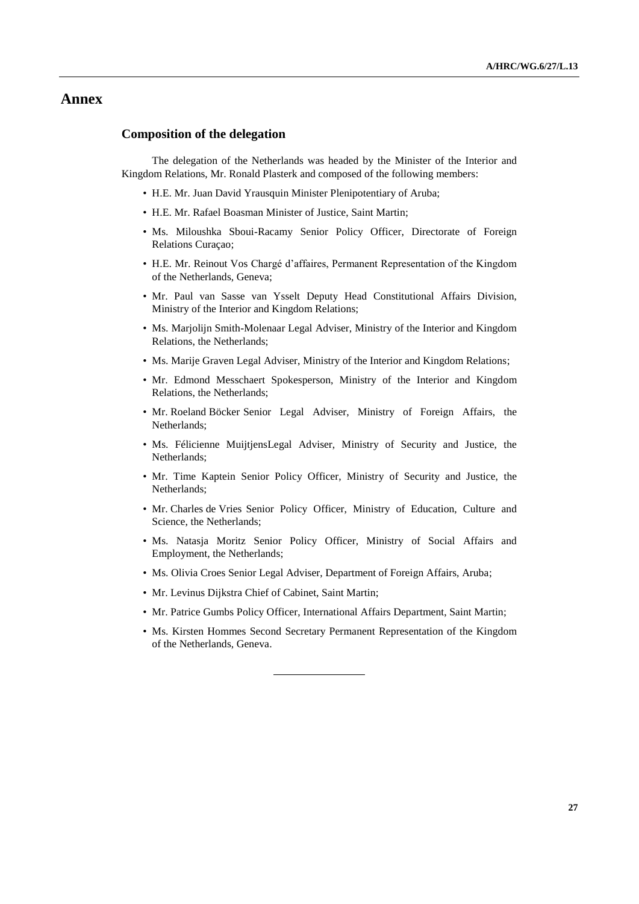# Annex

## Composition of the delegation

The delegation of the Netherlands was headed by the Minister of the Interior and Kingdom Relations, Mr. Ronald Plasterk and composed of the following members:

- H.E. Mr. Juan David Yrausquin Minister Plenipotentiary of Aruba;
- H.E. Mr. Rafael Boasman Minister of Justice, Saint Martin;
- Ms. Miloushka Sboui-Racamy Senior Policy Officer, Directorate of Foreign Relations Curaçao;
- H.E. Mr. Reinout Vos Chargé d'affaires, Permanent Representation of the Kingdom of the Netherlands, Geneva;
- Mr. Paul van Sasse van Ysselt Deputy Head Constitutional Affairs Division, Ministry of the Interior and Kingdom Relations;
- Ms. Marjolijn Smith-Molenaar Legal Adviser, Ministry of the Interior and Kingdom Relations, the Netherlands;
- Ms. Marije Graven Legal Adviser, Ministry of the Interior and Kingdom Relations;
- Mr. Edmond Messchaert Spokesperson, Ministry of the Interior and Kingdom Relations, the Netherlands;
- Mr. Roeland Böcker Senior Legal Adviser, Ministry of Foreign Affairs, the Netherlands;
- Ms. Félicienne MuijtjensLegal Adviser, Ministry of Security and Justice, the Netherlands;
- Mr. Time Kaptein Senior Policy Officer, Ministry of Security and Justice, the Netherlands;
- Mr. Charles de Vries Senior Policy Officer, Ministry of Education, Culture and Science, the Netherlands;
- Ms. Natasja Moritz Senior Policy Officer, Ministry of Social Affairs and Employment, the Netherlands;
- Ms. Olivia Croes Senior Legal Adviser, Department of Foreign Affairs, Aruba;
- Mr. Levinus Dijkstra Chief of Cabinet, Saint Martin;
- Mr. Patrice Gumbs Policy Officer, International Affairs Department, Saint Martin;
- Ms. Kirsten Hommes Second Secretary Permanent Representation of the Kingdom of the Netherlands, Geneva.